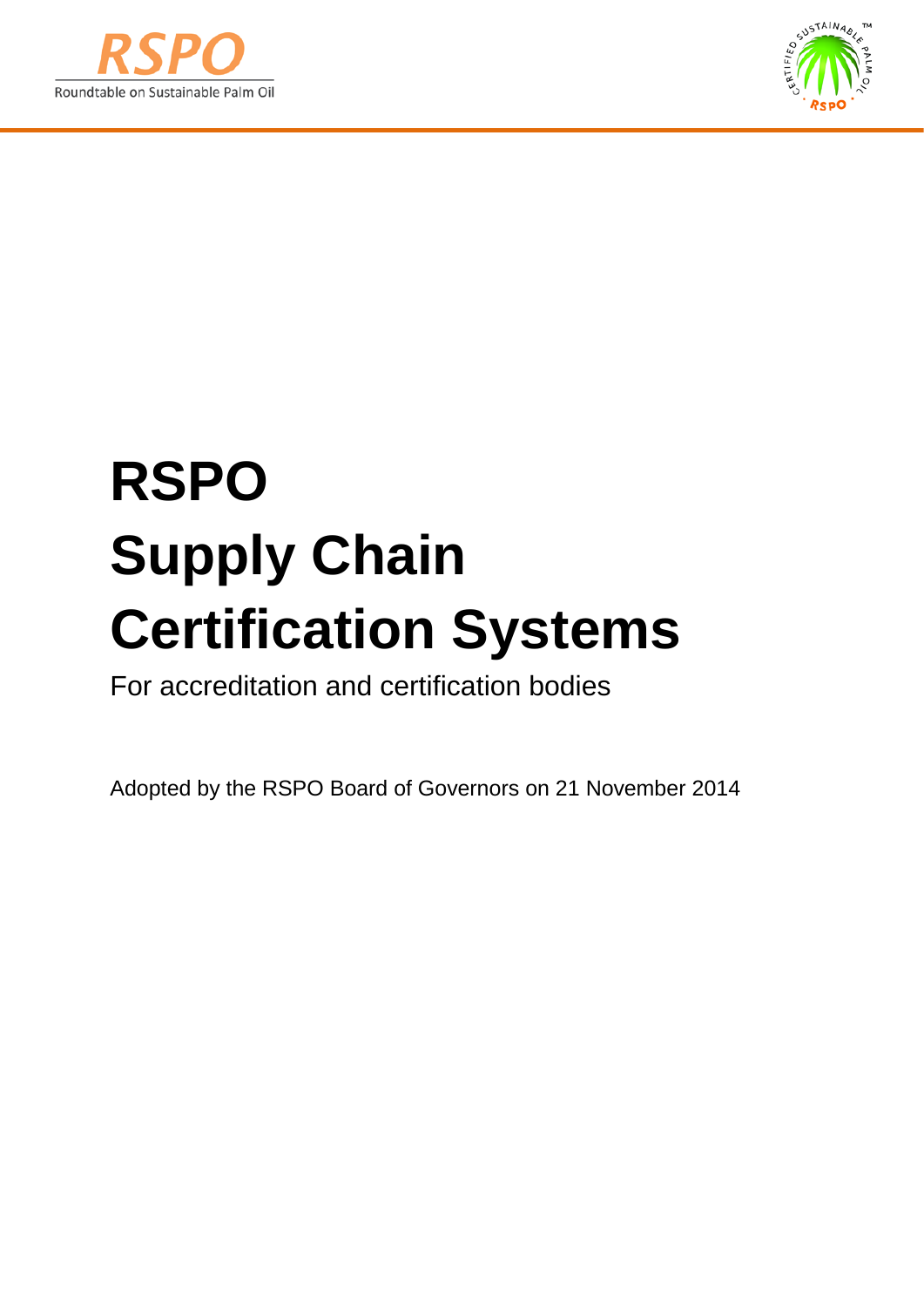RSPO
Roundtable on Sustainable Palm Oil

# RSPO Supply Chain Certification Systems

For accreditation and certification bodies

Adopted by the RSPO Board of Governors on 21 November 2014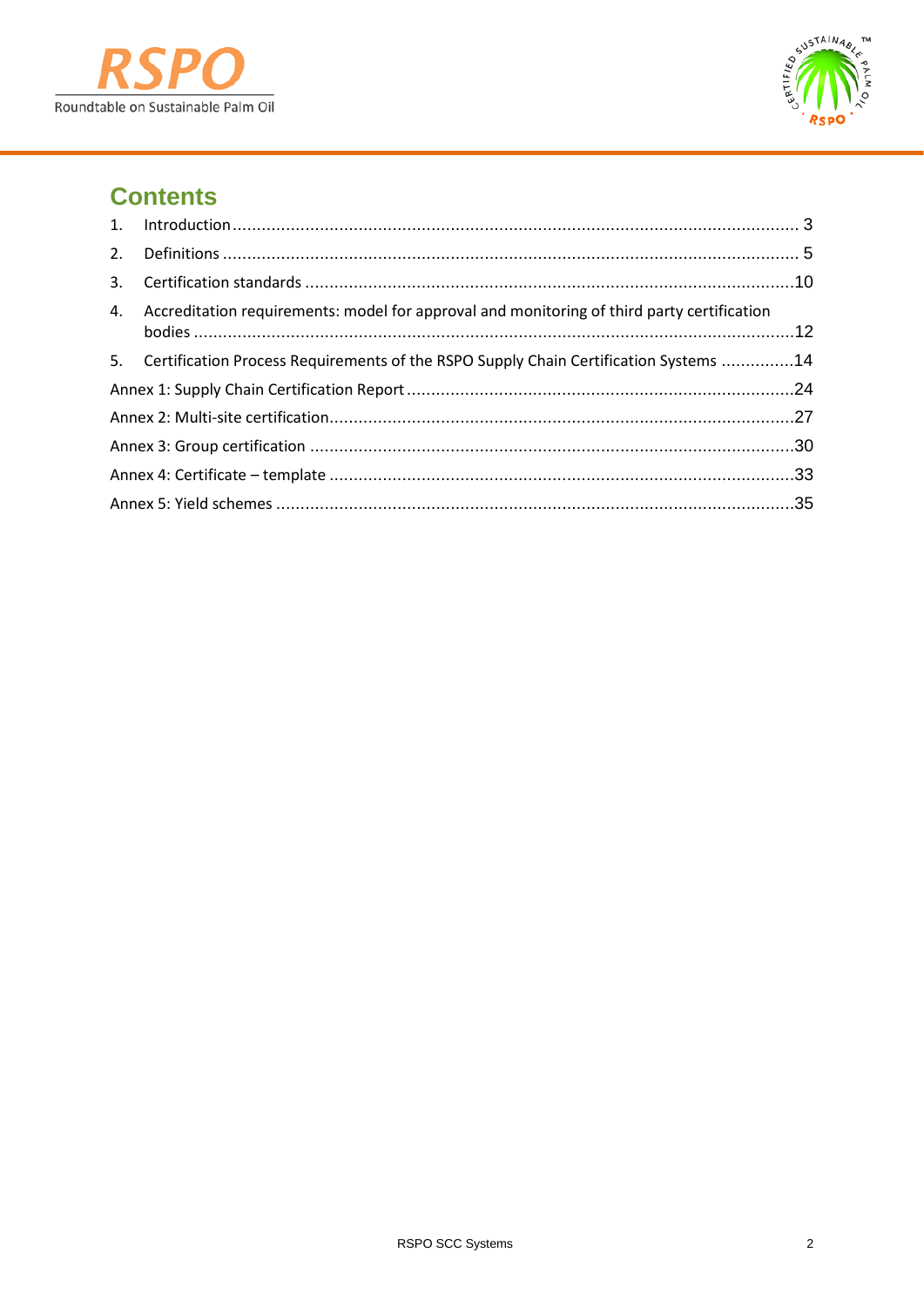## Contents

1. Introduction ........ 3
2. Definitions ........ 5
3. Certification standards ........ 10
4. Accreditation requirements: model for approval and monitoring of third party certification bodies ........ 12
5. Certification Process Requirements of the RSPO Supply Chain Certification Systems ........ 14

Annex 1: Supply Chain Certification Report ........ 24

Annex 2: Multi-site certification ........ 27

Annex 3: Group certification ........ 30

Annex 4: Certificate – template ........ 33

Annex 5: Yield schemes ........ 35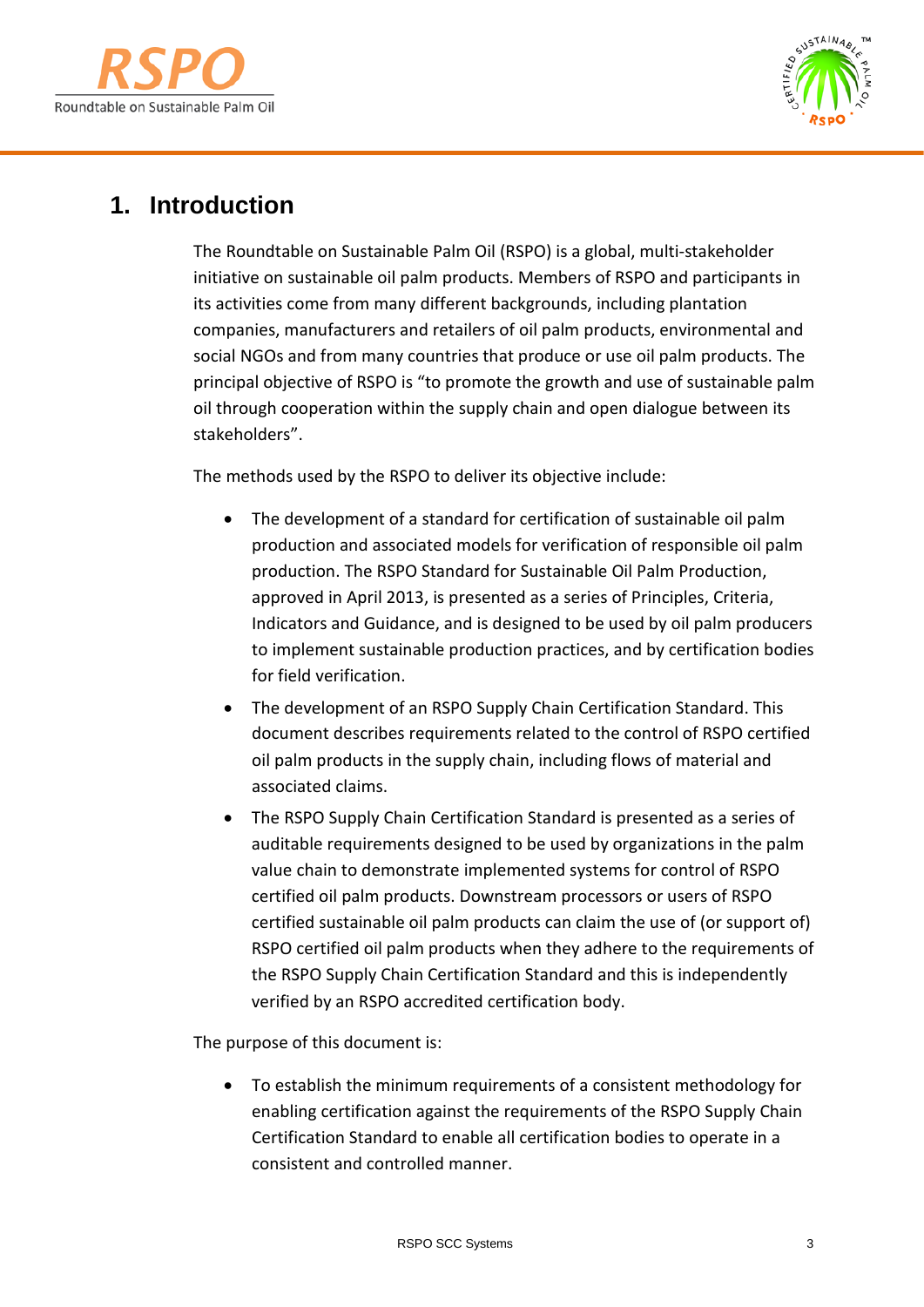# 1. Introduction

The Roundtable on Sustainable Palm Oil (RSPO) is a global, multi-stakeholder initiative on sustainable oil palm products. Members of RSPO and participants in its activities come from many different backgrounds, including plantation companies, manufacturers and retailers of oil palm products, environmental and social NGOs and from many countries that produce or use oil palm products. The principal objective of RSPO is "to promote the growth and use of sustainable palm oil through cooperation within the supply chain and open dialogue between its stakeholders".

The methods used by the RSPO to deliver its objective include:

- The development of a standard for certification of sustainable oil palm production and associated models for verification of responsible oil palm production. The RSPO Standard for Sustainable Oil Palm Production, approved in April 2013, is presented as a series of Principles, Criteria, Indicators and Guidance, and is designed to be used by oil palm producers to implement sustainable production practices, and by certification bodies for field verification.
- The development of an RSPO Supply Chain Certification Standard. This document describes requirements related to the control of RSPO certified oil palm products in the supply chain, including flows of material and associated claims.
- The RSPO Supply Chain Certification Standard is presented as a series of auditable requirements designed to be used by organizations in the palm value chain to demonstrate implemented systems for control of RSPO certified oil palm products. Downstream processors or users of RSPO certified sustainable oil palm products can claim the use of (or support of) RSPO certified oil palm products when they adhere to the requirements of the RSPO Supply Chain Certification Standard and this is independently verified by an RSPO accredited certification body.

The purpose of this document is:

- To establish the minimum requirements of a consistent methodology for enabling certification against the requirements of the RSPO Supply Chain Certification Standard to enable all certification bodies to operate in a consistent and controlled manner.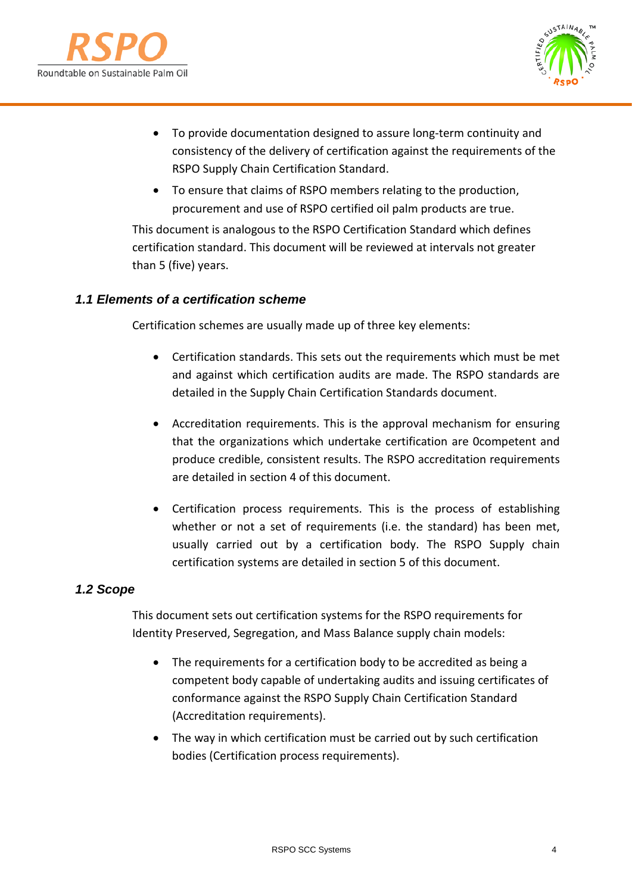- To provide documentation designed to assure long-term continuity and consistency of the delivery of certification against the requirements of the RSPO Supply Chain Certification Standard.
- To ensure that claims of RSPO members relating to the production, procurement and use of RSPO certified oil palm products are true.

This document is analogous to the RSPO Certification Standard which defines certification standard. This document will be reviewed at intervals not greater than 5 (five) years.

### *1.1 Elements of a certification scheme*

Certification schemes are usually made up of three key elements:

- Certification standards. This sets out the requirements which must be met and against which certification audits are made. The RSPO standards are detailed in the Supply Chain Certification Standards document.

- Accreditation requirements. This is the approval mechanism for ensuring that the organizations which undertake certification are 0competent and produce credible, consistent results. The RSPO accreditation requirements are detailed in section 4 of this document.

- Certification process requirements. This is the process of establishing whether or not a set of requirements (i.e. the standard) has been met, usually carried out by a certification body. The RSPO Supply chain certification systems are detailed in section 5 of this document.

### *1.2 Scope*

This document sets out certification systems for the RSPO requirements for Identity Preserved, Segregation, and Mass Balance supply chain models:

- The requirements for a certification body to be accredited as being a competent body capable of undertaking audits and issuing certificates of conformance against the RSPO Supply Chain Certification Standard (Accreditation requirements).
- The way in which certification must be carried out by such certification bodies (Certification process requirements).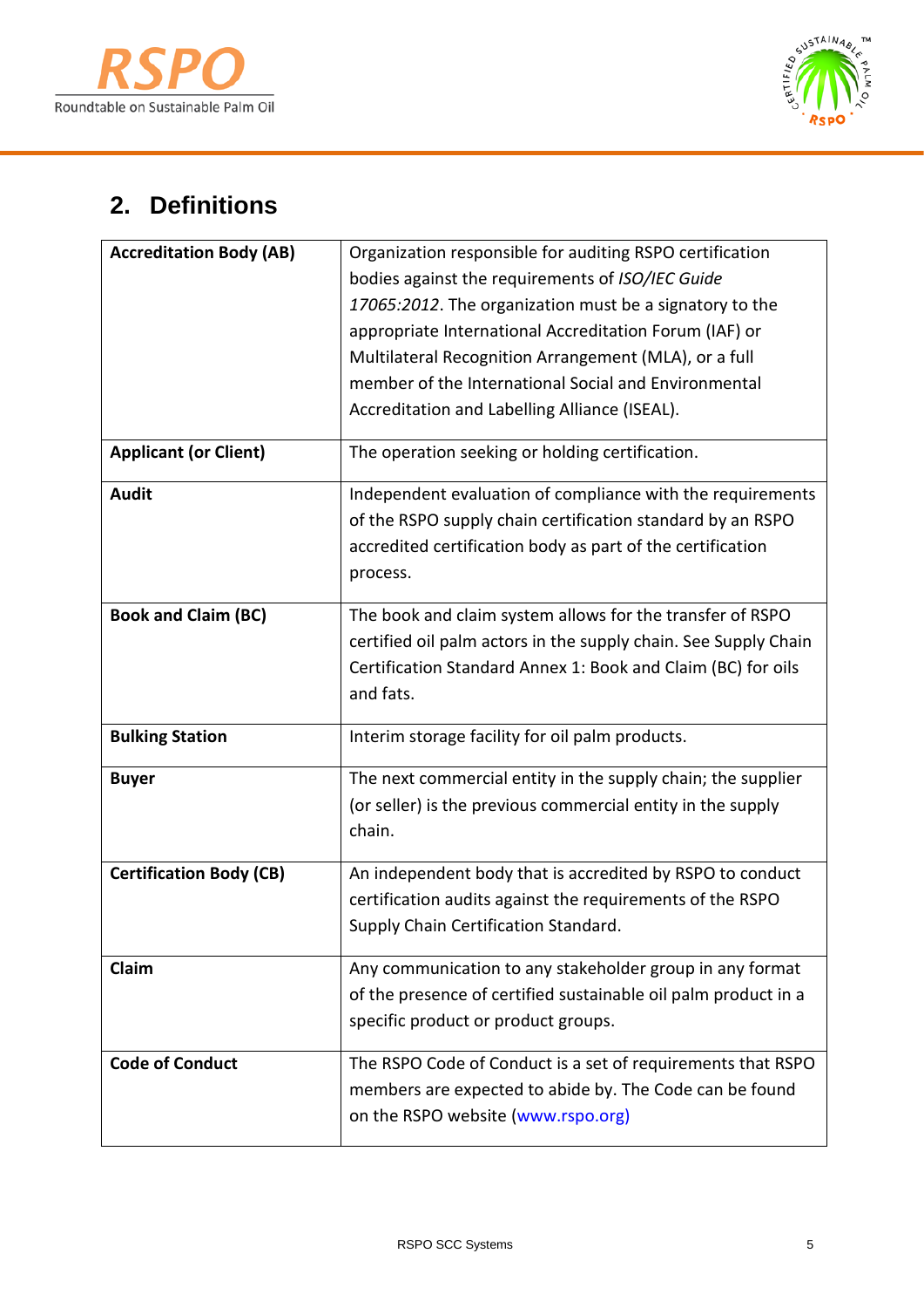## 2. Definitions

| | |
|---|---|
| **Accreditation Body (AB)** | Organization responsible for auditing RSPO certification bodies against the requirements of *ISO/IEC Guide 17065:2012*. The organization must be a signatory to the appropriate International Accreditation Forum (IAF) or Multilateral Recognition Arrangement (MLA), or a full member of the International Social and Environmental Accreditation and Labelling Alliance (ISEAL). |
| **Applicant (or Client)** | The operation seeking or holding certification. |
| **Audit** | Independent evaluation of compliance with the requirements of the RSPO supply chain certification standard by an RSPO accredited certification body as part of the certification process. |
| **Book and Claim (BC)** | The book and claim system allows for the transfer of RSPO certified oil palm actors in the supply chain. See Supply Chain Certification Standard Annex 1: Book and Claim (BC) for oils and fats. |
| **Bulking Station** | Interim storage facility for oil palm products. |
| **Buyer** | The next commercial entity in the supply chain; the supplier (or seller) is the previous commercial entity in the supply chain. |
| **Certification Body (CB)** | An independent body that is accredited by RSPO to conduct certification audits against the requirements of the RSPO Supply Chain Certification Standard. |
| **Claim** | Any communication to any stakeholder group in any format of the presence of certified sustainable oil palm product in a specific product or product groups. |
| **Code of Conduct** | The RSPO Code of Conduct is a set of requirements that RSPO members are expected to abide by. The Code can be found on the RSPO website (www.rspo.org) |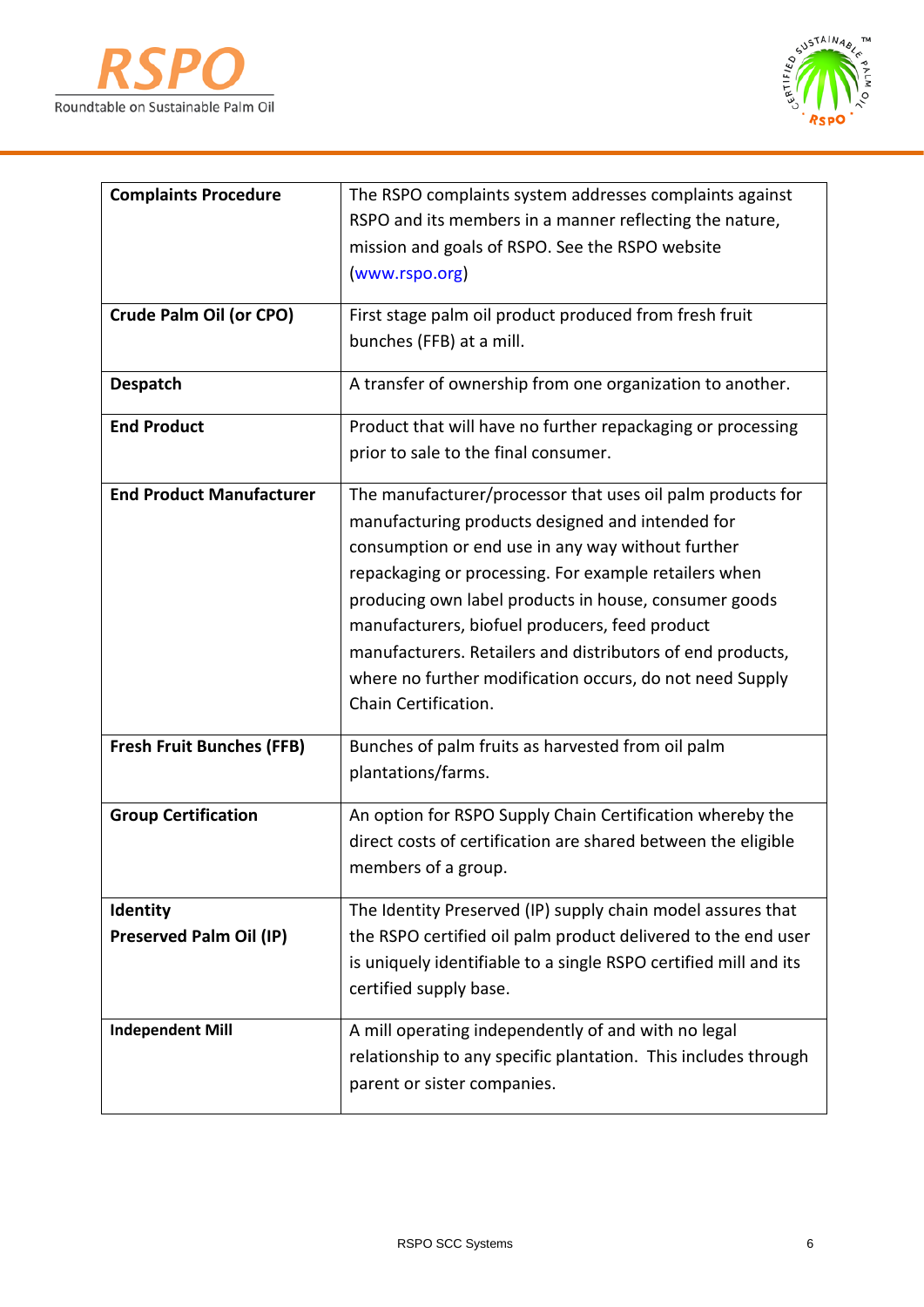| **Complaints Procedure** | The RSPO complaints system addresses complaints against RSPO and its members in a manner reflecting the nature, mission and goals of RSPO. See the RSPO website (www.rspo.org) |
|---|---|
| **Crude Palm Oil (or CPO)** | First stage palm oil product produced from fresh fruit bunches (FFB) at a mill. |
| **Despatch** | A transfer of ownership from one organization to another. |
| **End Product** | Product that will have no further repackaging or processing prior to sale to the final consumer. |
| **End Product Manufacturer** | The manufacturer/processor that uses oil palm products for manufacturing products designed and intended for consumption or end use in any way without further repackaging or processing. For example retailers when producing own label products in house, consumer goods manufacturers, biofuel producers, feed product manufacturers. Retailers and distributors of end products, where no further modification occurs, do not need Supply Chain Certification. |
| **Fresh Fruit Bunches (FFB)** | Bunches of palm fruits as harvested from oil palm plantations/farms. |
| **Group Certification** | An option for RSPO Supply Chain Certification whereby the direct costs of certification are shared between the eligible members of a group. |
| **Identity Preserved Palm Oil (IP)** | The Identity Preserved (IP) supply chain model assures that the RSPO certified oil palm product delivered to the end user is uniquely identifiable to a single RSPO certified mill and its certified supply base. |
| **Independent Mill** | A mill operating independently of and with no legal relationship to any specific plantation. This includes through parent or sister companies. |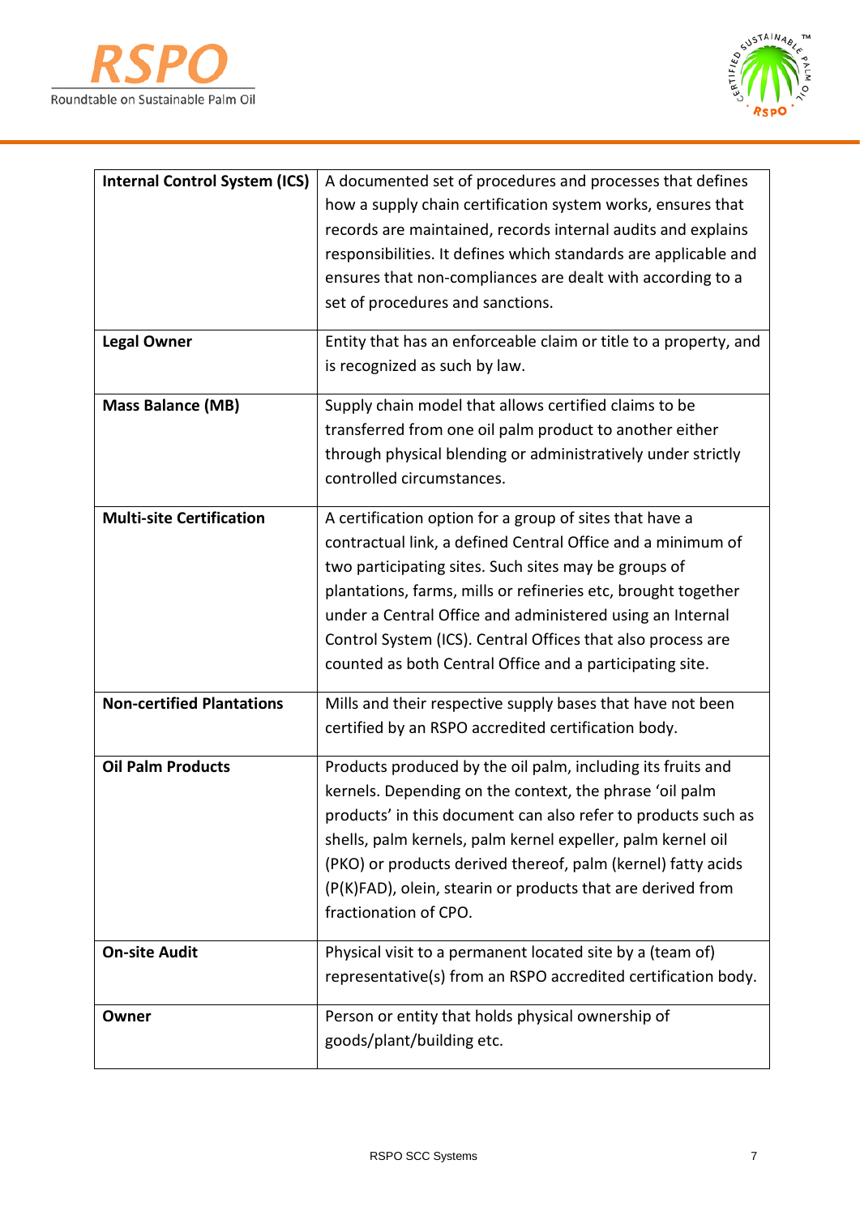| | |
|---|---|
| **Internal Control System (ICS)** | A documented set of procedures and processes that defines how a supply chain certification system works, ensures that records are maintained, records internal audits and explains responsibilities. It defines which standards are applicable and ensures that non-compliances are dealt with according to a set of procedures and sanctions. |
| **Legal Owner** | Entity that has an enforceable claim or title to a property, and is recognized as such by law. |
| **Mass Balance (MB)** | Supply chain model that allows certified claims to be transferred from one oil palm product to another either through physical blending or administratively under strictly controlled circumstances. |
| **Multi-site Certification** | A certification option for a group of sites that have a contractual link, a defined Central Office and a minimum of two participating sites. Such sites may be groups of plantations, farms, mills or refineries etc, brought together under a Central Office and administered using an Internal Control System (ICS). Central Offices that also process are counted as both Central Office and a participating site. |
| **Non-certified Plantations** | Mills and their respective supply bases that have not been certified by an RSPO accredited certification body. |
| **Oil Palm Products** | Products produced by the oil palm, including its fruits and kernels. Depending on the context, the phrase 'oil palm products' in this document can also refer to products such as shells, palm kernels, palm kernel expeller, palm kernel oil (PKO) or products derived thereof, palm (kernel) fatty acids (P(K)FAD), olein, stearin or products that are derived from fractionation of CPO. |
| **On-site Audit** | Physical visit to a permanent located site by a (team of) representative(s) from an RSPO accredited certification body. |
| **Owner** | Person or entity that holds physical ownership of goods/plant/building etc. |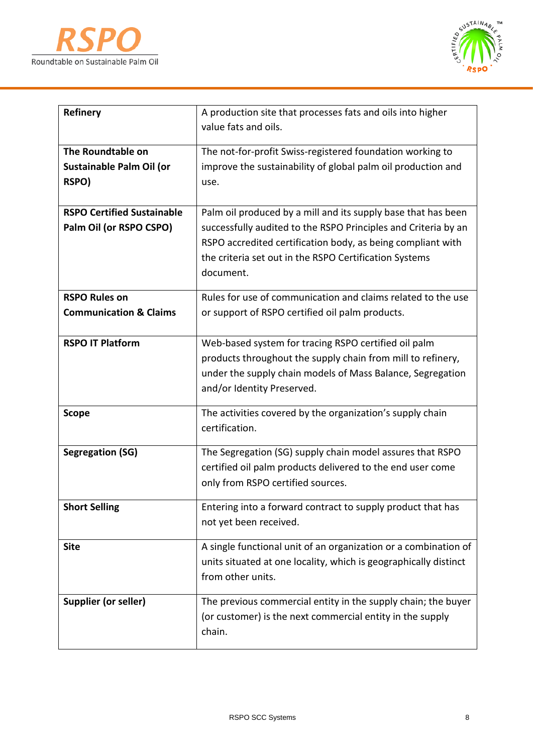| | |
|---|---|
| **Refinery** | A production site that processes fats and oils into higher value fats and oils. |
| **The Roundtable on Sustainable Palm Oil (or RSPO)** | The not-for-profit Swiss-registered foundation working to improve the sustainability of global palm oil production and use. |
| **RSPO Certified Sustainable Palm Oil (or RSPO CSPO)** | Palm oil produced by a mill and its supply base that has been successfully audited to the RSPO Principles and Criteria by an RSPO accredited certification body, as being compliant with the criteria set out in the RSPO Certification Systems document. |
| **RSPO Rules on Communication & Claims** | Rules for use of communication and claims related to the use or support of RSPO certified oil palm products. |
| **RSPO IT Platform** | Web-based system for tracing RSPO certified oil palm products throughout the supply chain from mill to refinery, under the supply chain models of Mass Balance, Segregation and/or Identity Preserved. |
| **Scope** | The activities covered by the organization's supply chain certification. |
| **Segregation (SG)** | The Segregation (SG) supply chain model assures that RSPO certified oil palm products delivered to the end user come only from RSPO certified sources. |
| **Short Selling** | Entering into a forward contract to supply product that has not yet been received. |
| **Site** | A single functional unit of an organization or a combination of units situated at one locality, which is geographically distinct from other units. |
| **Supplier (or seller)** | The previous commercial entity in the supply chain; the buyer (or customer) is the next commercial entity in the supply chain. |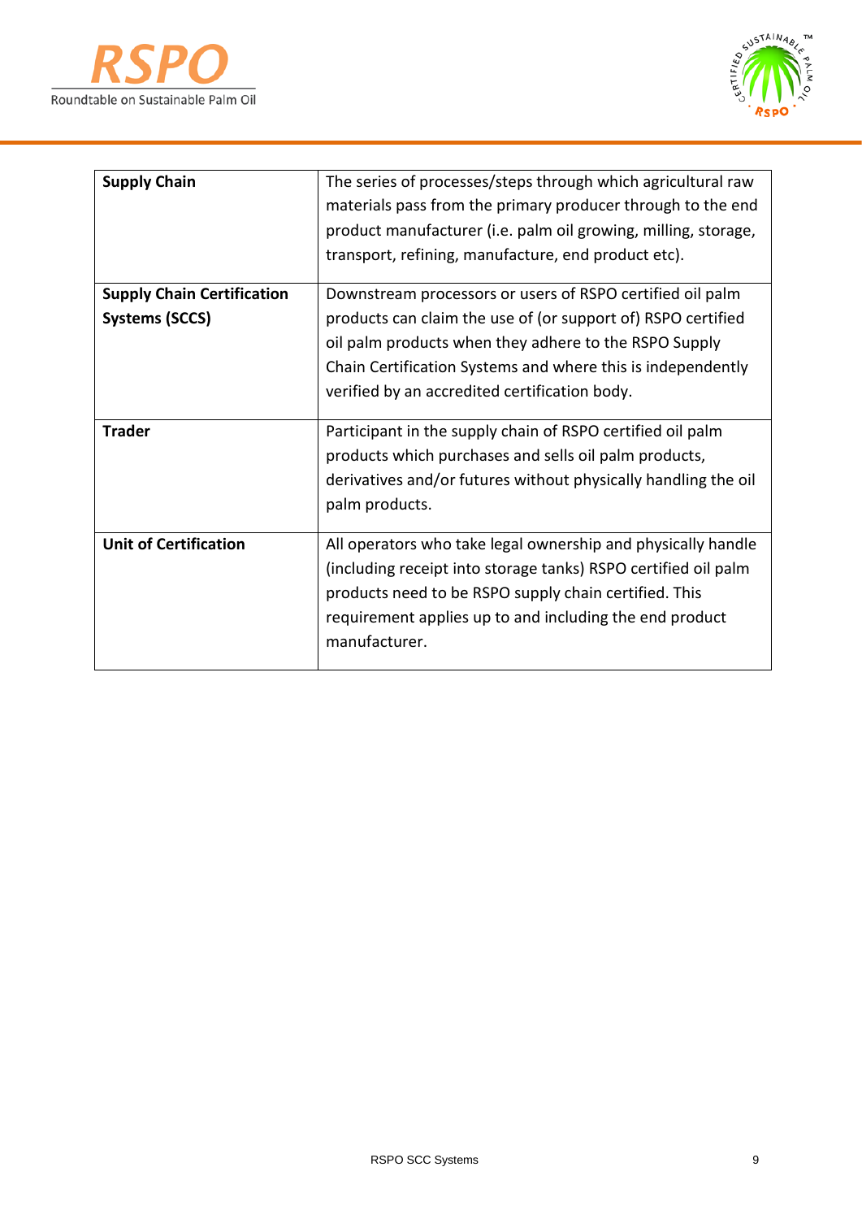| | |
|---|---|
| **Supply Chain** | The series of processes/steps through which agricultural raw materials pass from the primary producer through to the end product manufacturer (i.e. palm oil growing, milling, storage, transport, refining, manufacture, end product etc). |
| **Supply Chain Certification Systems (SCCS)** | Downstream processors or users of RSPO certified oil palm products can claim the use of (or support of) RSPO certified oil palm products when they adhere to the RSPO Supply Chain Certification Systems and where this is independently verified by an accredited certification body. |
| **Trader** | Participant in the supply chain of RSPO certified oil palm products which purchases and sells oil palm products, derivatives and/or futures without physically handling the oil palm products. |
| **Unit of Certification** | All operators who take legal ownership and physically handle (including receipt into storage tanks) RSPO certified oil palm products need to be RSPO supply chain certified. This requirement applies up to and including the end product manufacturer. |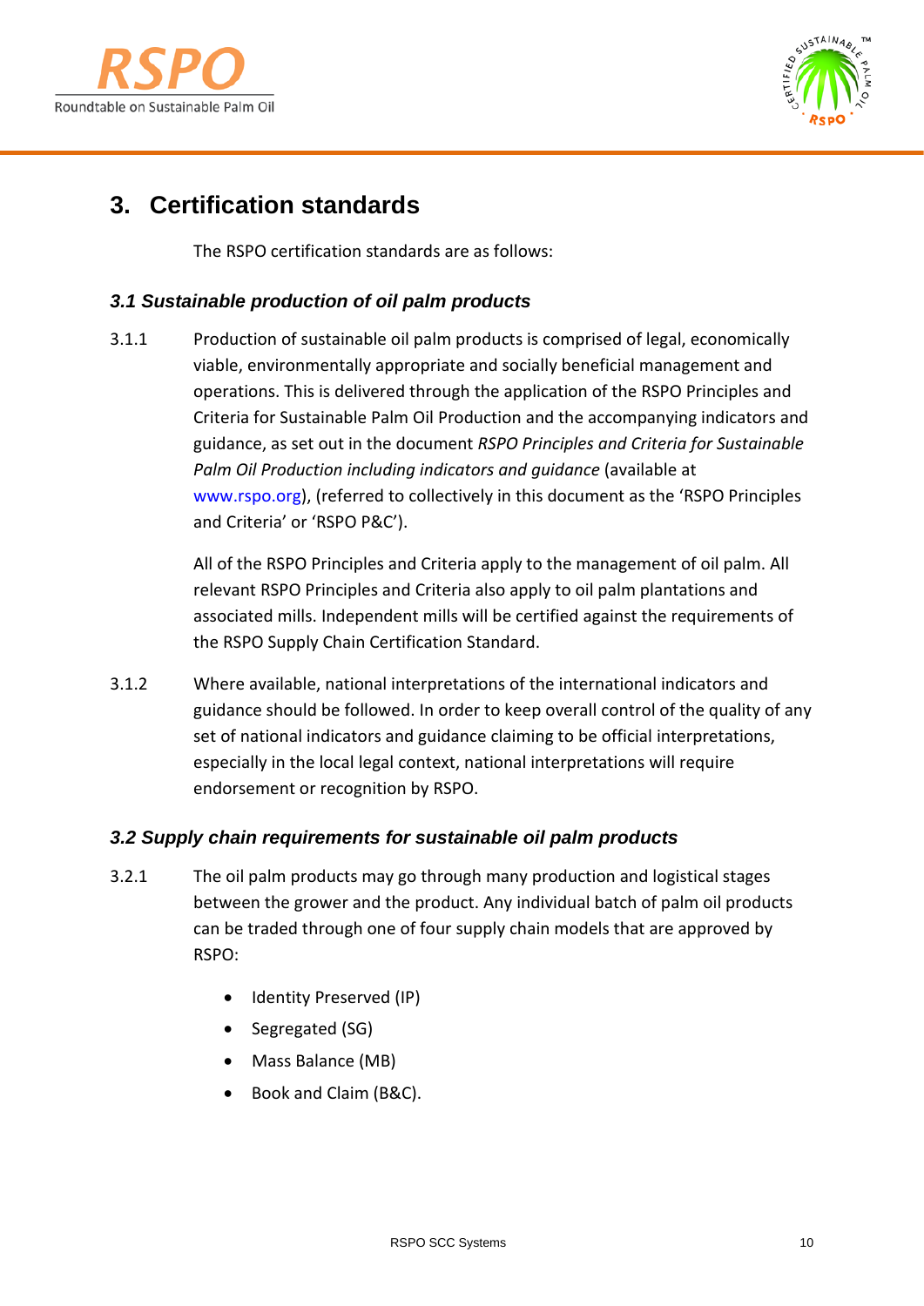## 3. Certification standards

The RSPO certification standards are as follows:

### *3.1 Sustainable production of oil palm products*

3.1.1 Production of sustainable oil palm products is comprised of legal, economically viable, environmentally appropriate and socially beneficial management and operations. This is delivered through the application of the RSPO Principles and Criteria for Sustainable Palm Oil Production and the accompanying indicators and guidance, as set out in the document *RSPO Principles and Criteria for Sustainable Palm Oil Production including indicators and guidance* (available at www.rspo.org), (referred to collectively in this document as the 'RSPO Principles and Criteria' or 'RSPO P&C').

All of the RSPO Principles and Criteria apply to the management of oil palm. All relevant RSPO Principles and Criteria also apply to oil palm plantations and associated mills. Independent mills will be certified against the requirements of the RSPO Supply Chain Certification Standard.

3.1.2 Where available, national interpretations of the international indicators and guidance should be followed. In order to keep overall control of the quality of any set of national indicators and guidance claiming to be official interpretations, especially in the local legal context, national interpretations will require endorsement or recognition by RSPO.

### *3.2 Supply chain requirements for sustainable oil palm products*

3.2.1 The oil palm products may go through many production and logistical stages between the grower and the product. Any individual batch of palm oil products can be traded through one of four supply chain models that are approved by RSPO:

- Identity Preserved (IP)
- Segregated (SG)
- Mass Balance (MB)
- Book and Claim (B&C).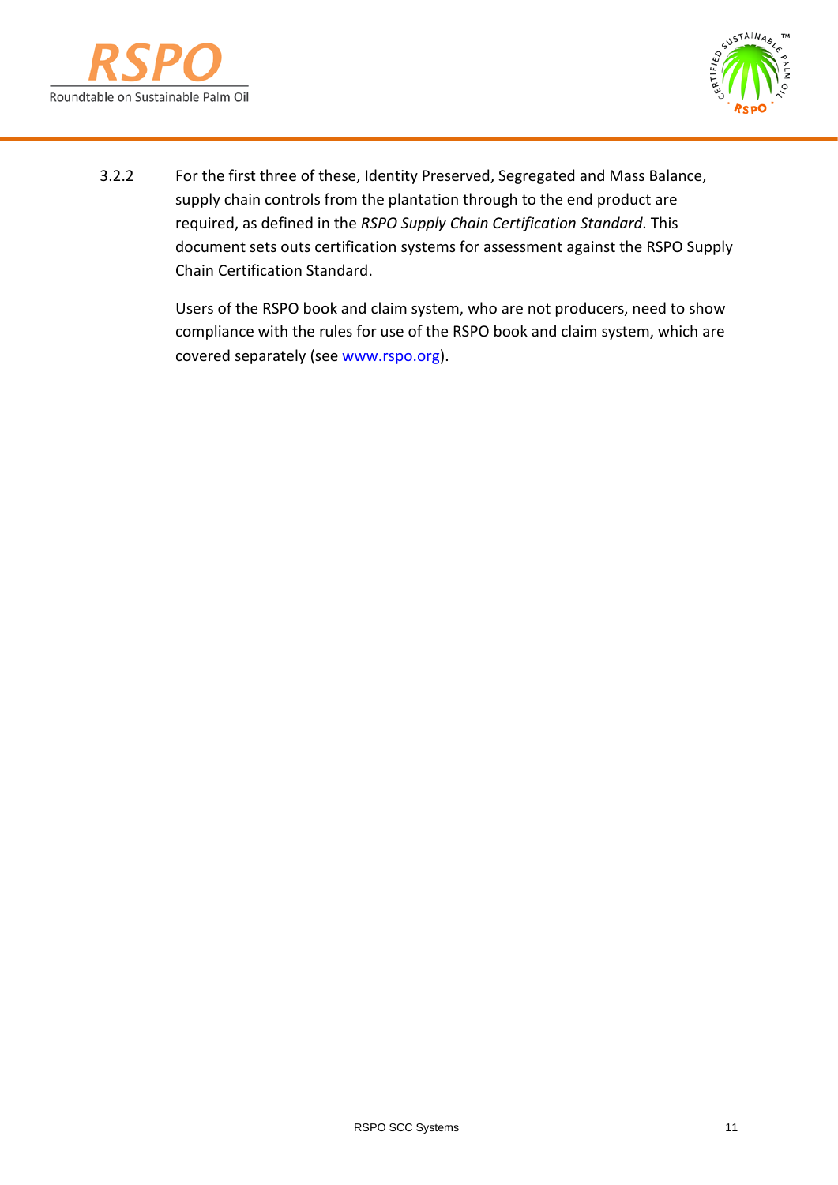3.2.2 For the first three of these, Identity Preserved, Segregated and Mass Balance, supply chain controls from the plantation through to the end product are required, as defined in the *RSPO Supply Chain Certification Standard*. This document sets outs certification systems for assessment against the RSPO Supply Chain Certification Standard.

Users of the RSPO book and claim system, who are not producers, need to show compliance with the rules for use of the RSPO book and claim system, which are covered separately (see www.rspo.org).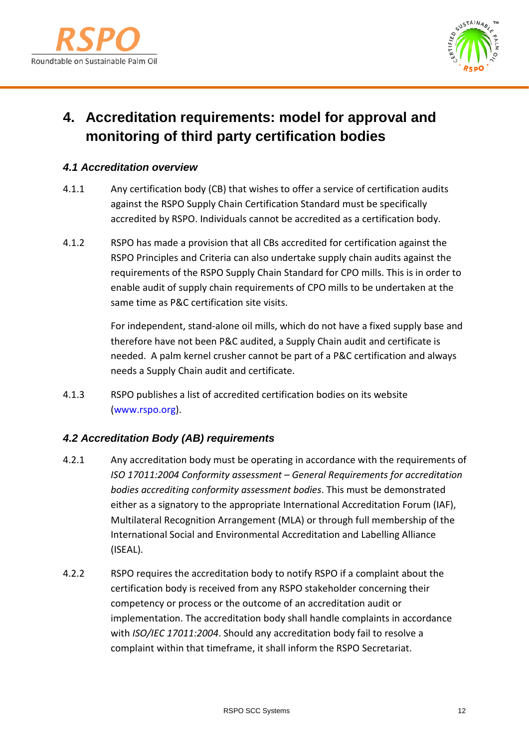# 4. Accreditation requirements: model for approval and monitoring of third party certification bodies

### *4.1 Accreditation overview*

4.1.1 Any certification body (CB) that wishes to offer a service of certification audits against the RSPO Supply Chain Certification Standard must be specifically accredited by RSPO. Individuals cannot be accredited as a certification body.

4.1.2 RSPO has made a provision that all CBs accredited for certification against the RSPO Principles and Criteria can also undertake supply chain audits against the requirements of the RSPO Supply Chain Standard for CPO mills. This is in order to enable audit of supply chain requirements of CPO mills to be undertaken at the same time as P&C certification site visits.

For independent, stand-alone oil mills, which do not have a fixed supply base and therefore have not been P&C audited, a Supply Chain audit and certificate is needed. A palm kernel crusher cannot be part of a P&C certification and always needs a Supply Chain audit and certificate.

4.1.3 RSPO publishes a list of accredited certification bodies on its website (www.rspo.org).

### *4.2 Accreditation Body (AB) requirements*

4.2.1 Any accreditation body must be operating in accordance with the requirements of *ISO 17011:2004 Conformity assessment – General Requirements for accreditation bodies accrediting conformity assessment bodies*. This must be demonstrated either as a signatory to the appropriate International Accreditation Forum (IAF), Multilateral Recognition Arrangement (MLA) or through full membership of the International Social and Environmental Accreditation and Labelling Alliance (ISEAL).

4.2.2 RSPO requires the accreditation body to notify RSPO if a complaint about the certification body is received from any RSPO stakeholder concerning their competency or process or the outcome of an accreditation audit or implementation. The accreditation body shall handle complaints in accordance with *ISO/IEC 17011:2004*. Should any accreditation body fail to resolve a complaint within that timeframe, it shall inform the RSPO Secretariat.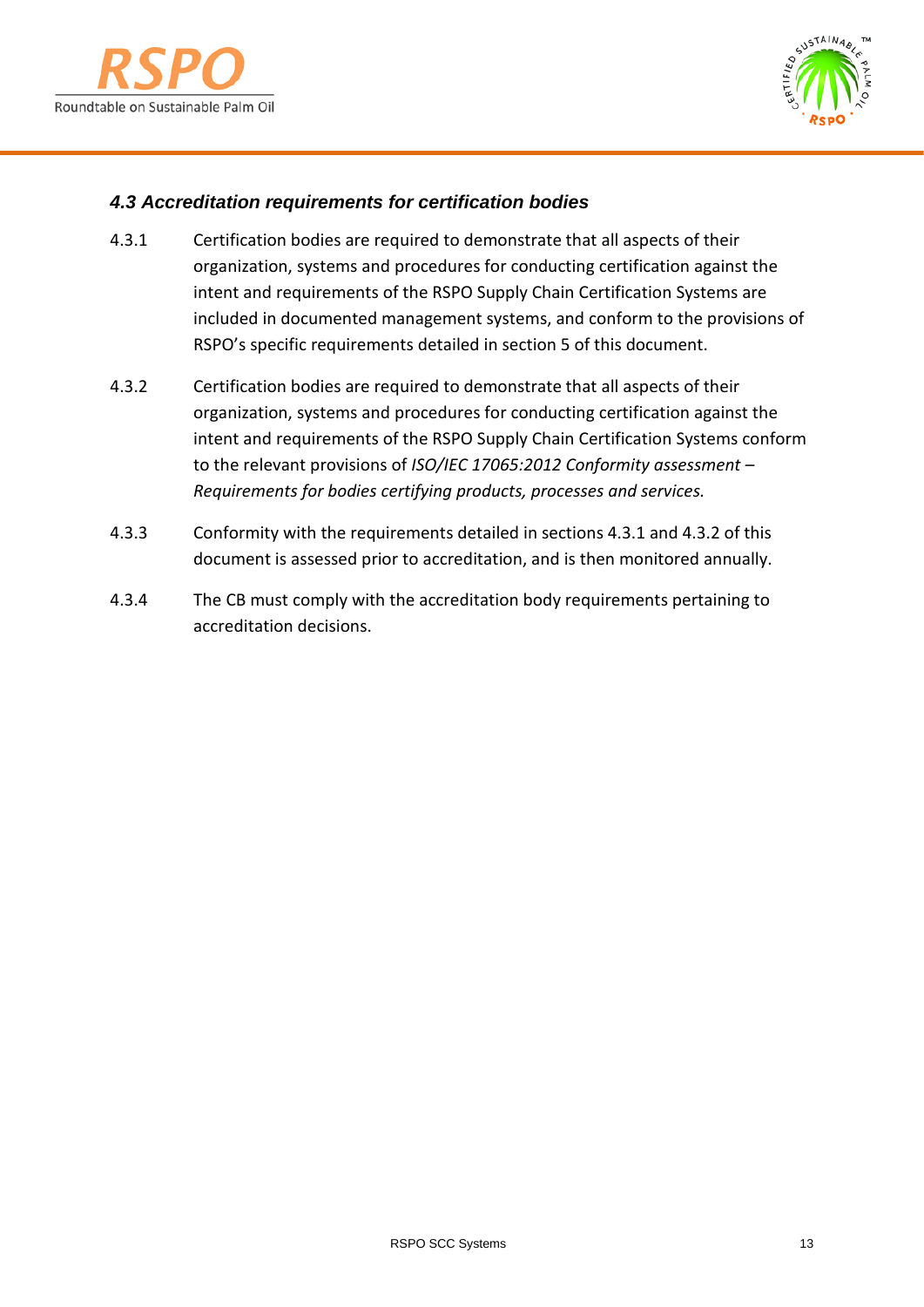### *4.3 Accreditation requirements for certification bodies*

4.3.1 Certification bodies are required to demonstrate that all aspects of their organization, systems and procedures for conducting certification against the intent and requirements of the RSPO Supply Chain Certification Systems are included in documented management systems, and conform to the provisions of RSPO's specific requirements detailed in section 5 of this document.

4.3.2 Certification bodies are required to demonstrate that all aspects of their organization, systems and procedures for conducting certification against the intent and requirements of the RSPO Supply Chain Certification Systems conform to the relevant provisions of *ISO/IEC 17065:2012 Conformity assessment – Requirements for bodies certifying products, processes and services.*

4.3.3 Conformity with the requirements detailed in sections 4.3.1 and 4.3.2 of this document is assessed prior to accreditation, and is then monitored annually.

4.3.4 The CB must comply with the accreditation body requirements pertaining to accreditation decisions.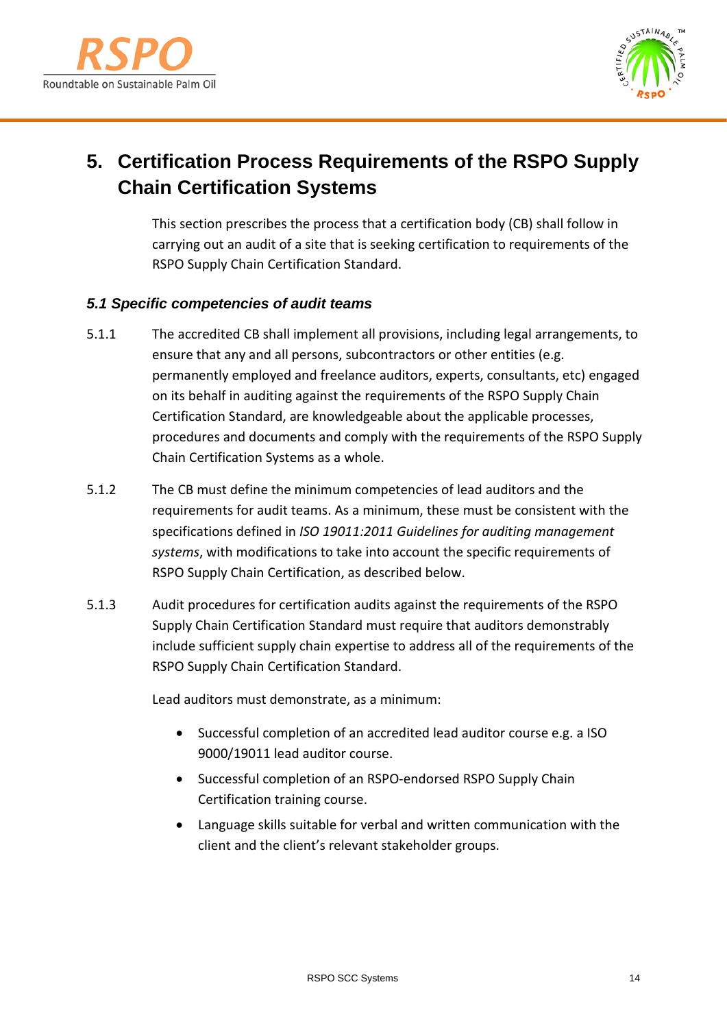# 5. Certification Process Requirements of the RSPO Supply Chain Certification Systems

This section prescribes the process that a certification body (CB) shall follow in carrying out an audit of a site that is seeking certification to requirements of the RSPO Supply Chain Certification Standard.

### *5.1 Specific competencies of audit teams*

5.1.1 The accredited CB shall implement all provisions, including legal arrangements, to ensure that any and all persons, subcontractors or other entities (e.g. permanently employed and freelance auditors, experts, consultants, etc) engaged on its behalf in auditing against the requirements of the RSPO Supply Chain Certification Standard, are knowledgeable about the applicable processes, procedures and documents and comply with the requirements of the RSPO Supply Chain Certification Systems as a whole.

5.1.2 The CB must define the minimum competencies of lead auditors and the requirements for audit teams. As a minimum, these must be consistent with the specifications defined in *ISO 19011:2011 Guidelines for auditing management systems*, with modifications to take into account the specific requirements of RSPO Supply Chain Certification, as described below.

5.1.3 Audit procedures for certification audits against the requirements of the RSPO Supply Chain Certification Standard must require that auditors demonstrably include sufficient supply chain expertise to address all of the requirements of the RSPO Supply Chain Certification Standard.

Lead auditors must demonstrate, as a minimum:

- Successful completion of an accredited lead auditor course e.g. a ISO 9000/19011 lead auditor course.
- Successful completion of an RSPO-endorsed RSPO Supply Chain Certification training course.
- Language skills suitable for verbal and written communication with the client and the client's relevant stakeholder groups.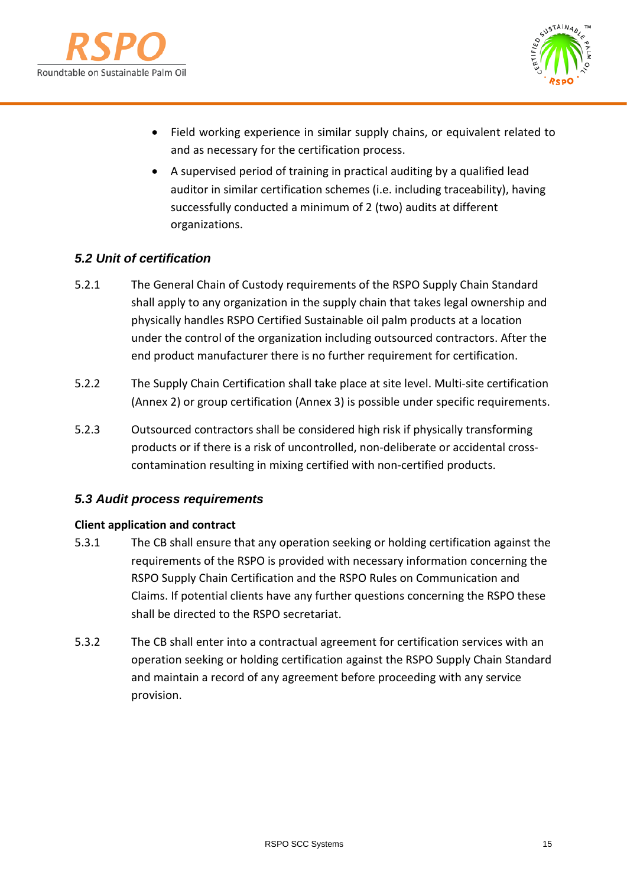- Field working experience in similar supply chains, or equivalent related to and as necessary for the certification process.
- A supervised period of training in practical auditing by a qualified lead auditor in similar certification schemes (i.e. including traceability), having successfully conducted a minimum of 2 (two) audits at different organizations.

### *5.2 Unit of certification*

5.2.1 The General Chain of Custody requirements of the RSPO Supply Chain Standard shall apply to any organization in the supply chain that takes legal ownership and physically handles RSPO Certified Sustainable oil palm products at a location under the control of the organization including outsourced contractors. After the end product manufacturer there is no further requirement for certification.

5.2.2 The Supply Chain Certification shall take place at site level. Multi-site certification (Annex 2) or group certification (Annex 3) is possible under specific requirements.

5.2.3 Outsourced contractors shall be considered high risk if physically transforming products or if there is a risk of uncontrolled, non-deliberate or accidental cross-contamination resulting in mixing certified with non-certified products.

### *5.3 Audit process requirements*

**Client application and contract**

5.3.1 The CB shall ensure that any operation seeking or holding certification against the requirements of the RSPO is provided with necessary information concerning the RSPO Supply Chain Certification and the RSPO Rules on Communication and Claims. If potential clients have any further questions concerning the RSPO these shall be directed to the RSPO secretariat.

5.3.2 The CB shall enter into a contractual agreement for certification services with an operation seeking or holding certification against the RSPO Supply Chain Standard and maintain a record of any agreement before proceeding with any service provision.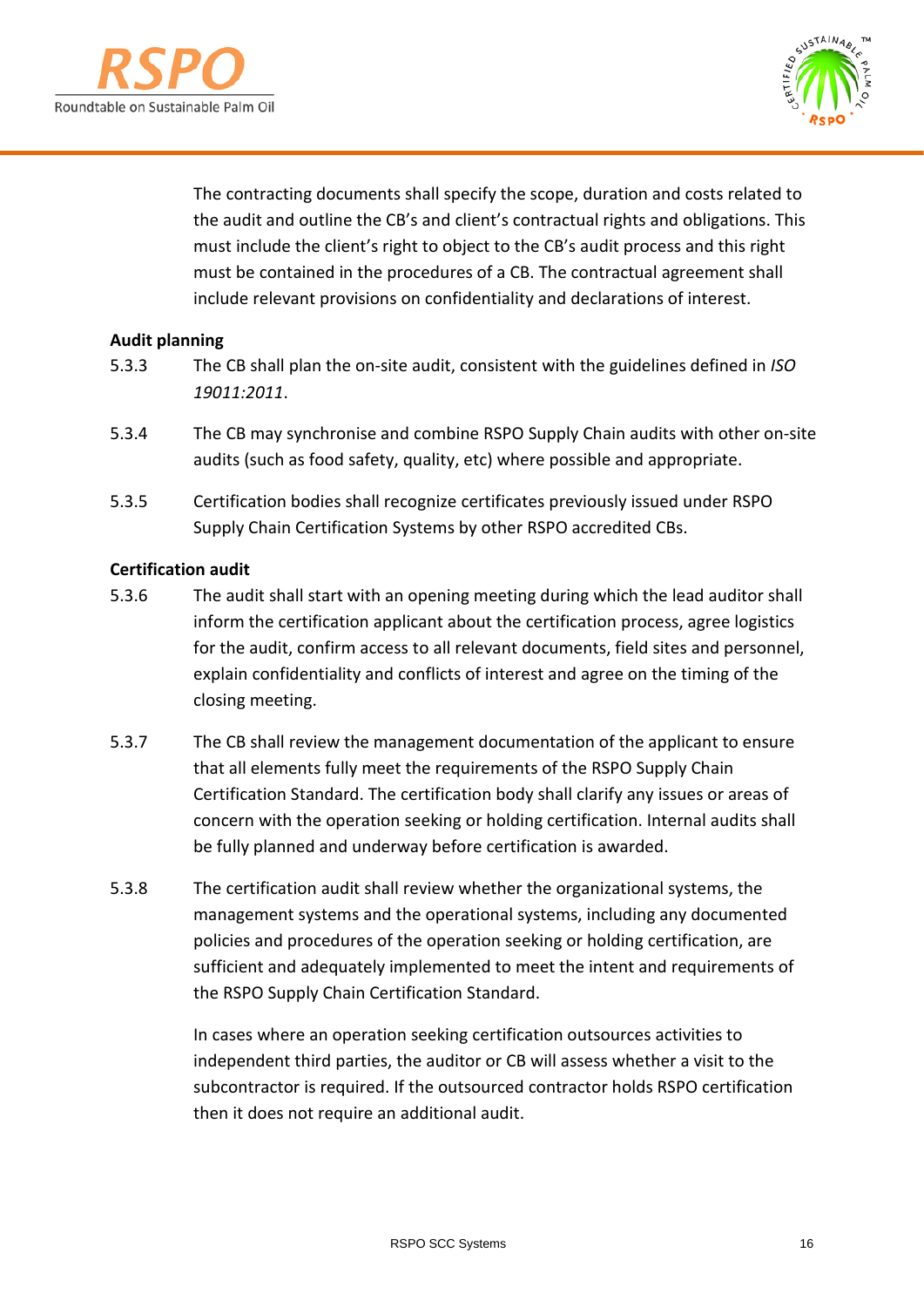The contracting documents shall specify the scope, duration and costs related to the audit and outline the CB's and client's contractual rights and obligations. This must include the client's right to object to the CB's audit process and this right must be contained in the procedures of a CB. The contractual agreement shall include relevant provisions on confidentiality and declarations of interest.

**Audit planning**

5.3.3 The CB shall plan the on-site audit, consistent with the guidelines defined in *ISO 19011:2011*.

5.3.4 The CB may synchronise and combine RSPO Supply Chain audits with other on-site audits (such as food safety, quality, etc) where possible and appropriate.

5.3.5 Certification bodies shall recognize certificates previously issued under RSPO Supply Chain Certification Systems by other RSPO accredited CBs.

**Certification audit**

5.3.6 The audit shall start with an opening meeting during which the lead auditor shall inform the certification applicant about the certification process, agree logistics for the audit, confirm access to all relevant documents, field sites and personnel, explain confidentiality and conflicts of interest and agree on the timing of the closing meeting.

5.3.7 The CB shall review the management documentation of the applicant to ensure that all elements fully meet the requirements of the RSPO Supply Chain Certification Standard. The certification body shall clarify any issues or areas of concern with the operation seeking or holding certification. Internal audits shall be fully planned and underway before certification is awarded.

5.3.8 The certification audit shall review whether the organizational systems, the management systems and the operational systems, including any documented policies and procedures of the operation seeking or holding certification, are sufficient and adequately implemented to meet the intent and requirements of the RSPO Supply Chain Certification Standard.

In cases where an operation seeking certification outsources activities to independent third parties, the auditor or CB will assess whether a visit to the subcontractor is required. If the outsourced contractor holds RSPO certification then it does not require an additional audit.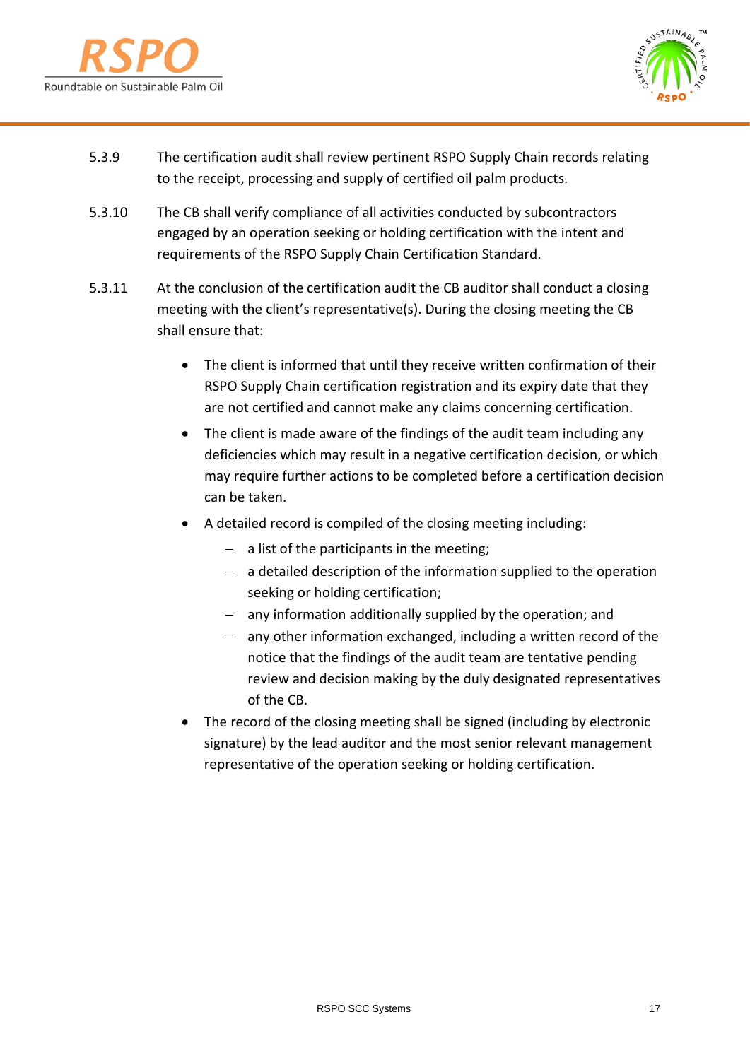5.3.9 The certification audit shall review pertinent RSPO Supply Chain records relating to the receipt, processing and supply of certified oil palm products.

5.3.10 The CB shall verify compliance of all activities conducted by subcontractors engaged by an operation seeking or holding certification with the intent and requirements of the RSPO Supply Chain Certification Standard.

5.3.11 At the conclusion of the certification audit the CB auditor shall conduct a closing meeting with the client's representative(s). During the closing meeting the CB shall ensure that:

- The client is informed that until they receive written confirmation of their RSPO Supply Chain certification registration and its expiry date that they are not certified and cannot make any claims concerning certification.
- The client is made aware of the findings of the audit team including any deficiencies which may result in a negative certification decision, or which may require further actions to be completed before a certification decision can be taken.
- A detailed record is compiled of the closing meeting including:
  - a list of the participants in the meeting;
  - a detailed description of the information supplied to the operation seeking or holding certification;
  - any information additionally supplied by the operation; and
  - any other information exchanged, including a written record of the notice that the findings of the audit team are tentative pending review and decision making by the duly designated representatives of the CB.
- The record of the closing meeting shall be signed (including by electronic signature) by the lead auditor and the most senior relevant management representative of the operation seeking or holding certification.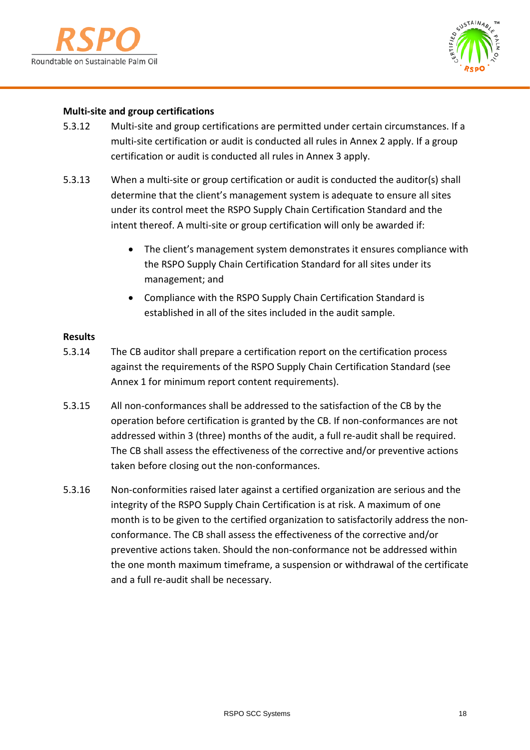**Multi-site and group certifications**

5.3.12 Multi-site and group certifications are permitted under certain circumstances. If a multi-site certification or audit is conducted all rules in Annex 2 apply. If a group certification or audit is conducted all rules in Annex 3 apply.

5.3.13 When a multi-site or group certification or audit is conducted the auditor(s) shall determine that the client's management system is adequate to ensure all sites under its control meet the RSPO Supply Chain Certification Standard and the intent thereof. A multi-site or group certification will only be awarded if:

- The client's management system demonstrates it ensures compliance with the RSPO Supply Chain Certification Standard for all sites under its management; and
- Compliance with the RSPO Supply Chain Certification Standard is established in all of the sites included in the audit sample.

**Results**

5.3.14 The CB auditor shall prepare a certification report on the certification process against the requirements of the RSPO Supply Chain Certification Standard (see Annex 1 for minimum report content requirements).

5.3.15 All non-conformances shall be addressed to the satisfaction of the CB by the operation before certification is granted by the CB. If non-conformances are not addressed within 3 (three) months of the audit, a full re-audit shall be required. The CB shall assess the effectiveness of the corrective and/or preventive actions taken before closing out the non-conformances.

5.3.16 Non-conformities raised later against a certified organization are serious and the integrity of the RSPO Supply Chain Certification is at risk. A maximum of one month is to be given to the certified organization to satisfactorily address the non-conformance. The CB shall assess the effectiveness of the corrective and/or preventive actions taken. Should the non-conformance not be addressed within the one month maximum timeframe, a suspension or withdrawal of the certificate and a full re-audit shall be necessary.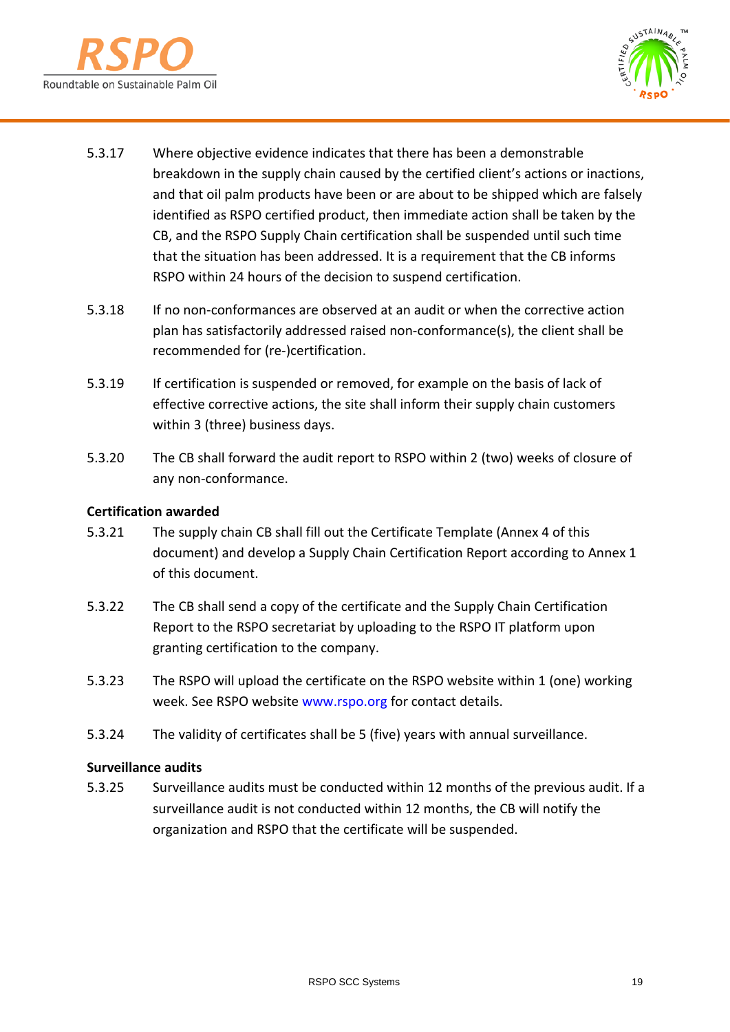5.3.17 Where objective evidence indicates that there has been a demonstrable breakdown in the supply chain caused by the certified client's actions or inactions, and that oil palm products have been or are about to be shipped which are falsely identified as RSPO certified product, then immediate action shall be taken by the CB, and the RSPO Supply Chain certification shall be suspended until such time that the situation has been addressed. It is a requirement that the CB informs RSPO within 24 hours of the decision to suspend certification.

5.3.18 If no non-conformances are observed at an audit or when the corrective action plan has satisfactorily addressed raised non-conformance(s), the client shall be recommended for (re-)certification.

5.3.19 If certification is suspended or removed, for example on the basis of lack of effective corrective actions, the site shall inform their supply chain customers within 3 (three) business days.

5.3.20 The CB shall forward the audit report to RSPO within 2 (two) weeks of closure of any non-conformance.

**Certification awarded**

5.3.21 The supply chain CB shall fill out the Certificate Template (Annex 4 of this document) and develop a Supply Chain Certification Report according to Annex 1 of this document.

5.3.22 The CB shall send a copy of the certificate and the Supply Chain Certification Report to the RSPO secretariat by uploading to the RSPO IT platform upon granting certification to the company.

5.3.23 The RSPO will upload the certificate on the RSPO website within 1 (one) working week. See RSPO website www.rspo.org for contact details.

5.3.24 The validity of certificates shall be 5 (five) years with annual surveillance.

**Surveillance audits**

5.3.25 Surveillance audits must be conducted within 12 months of the previous audit. If a surveillance audit is not conducted within 12 months, the CB will notify the organization and RSPO that the certificate will be suspended.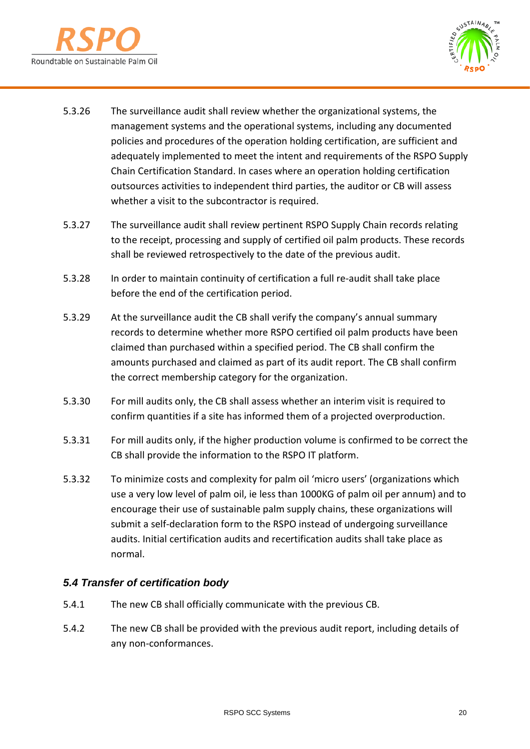5.3.26 The surveillance audit shall review whether the organizational systems, the management systems and the operational systems, including any documented policies and procedures of the operation holding certification, are sufficient and adequately implemented to meet the intent and requirements of the RSPO Supply Chain Certification Standard. In cases where an operation holding certification outsources activities to independent third parties, the auditor or CB will assess whether a visit to the subcontractor is required.

5.3.27 The surveillance audit shall review pertinent RSPO Supply Chain records relating to the receipt, processing and supply of certified oil palm products. These records shall be reviewed retrospectively to the date of the previous audit.

5.3.28 In order to maintain continuity of certification a full re-audit shall take place before the end of the certification period.

5.3.29 At the surveillance audit the CB shall verify the company's annual summary records to determine whether more RSPO certified oil palm products have been claimed than purchased within a specified period. The CB shall confirm the amounts purchased and claimed as part of its audit report. The CB shall confirm the correct membership category for the organization.

5.3.30 For mill audits only, the CB shall assess whether an interim visit is required to confirm quantities if a site has informed them of a projected overproduction.

5.3.31 For mill audits only, if the higher production volume is confirmed to be correct the CB shall provide the information to the RSPO IT platform.

5.3.32 To minimize costs and complexity for palm oil 'micro users' (organizations which use a very low level of palm oil, ie less than 1000KG of palm oil per annum) and to encourage their use of sustainable palm supply chains, these organizations will submit a self-declaration form to the RSPO instead of undergoing surveillance audits. Initial certification audits and recertification audits shall take place as normal.

### *5.4 Transfer of certification body*

5.4.1 The new CB shall officially communicate with the previous CB.

5.4.2 The new CB shall be provided with the previous audit report, including details of any non-conformances.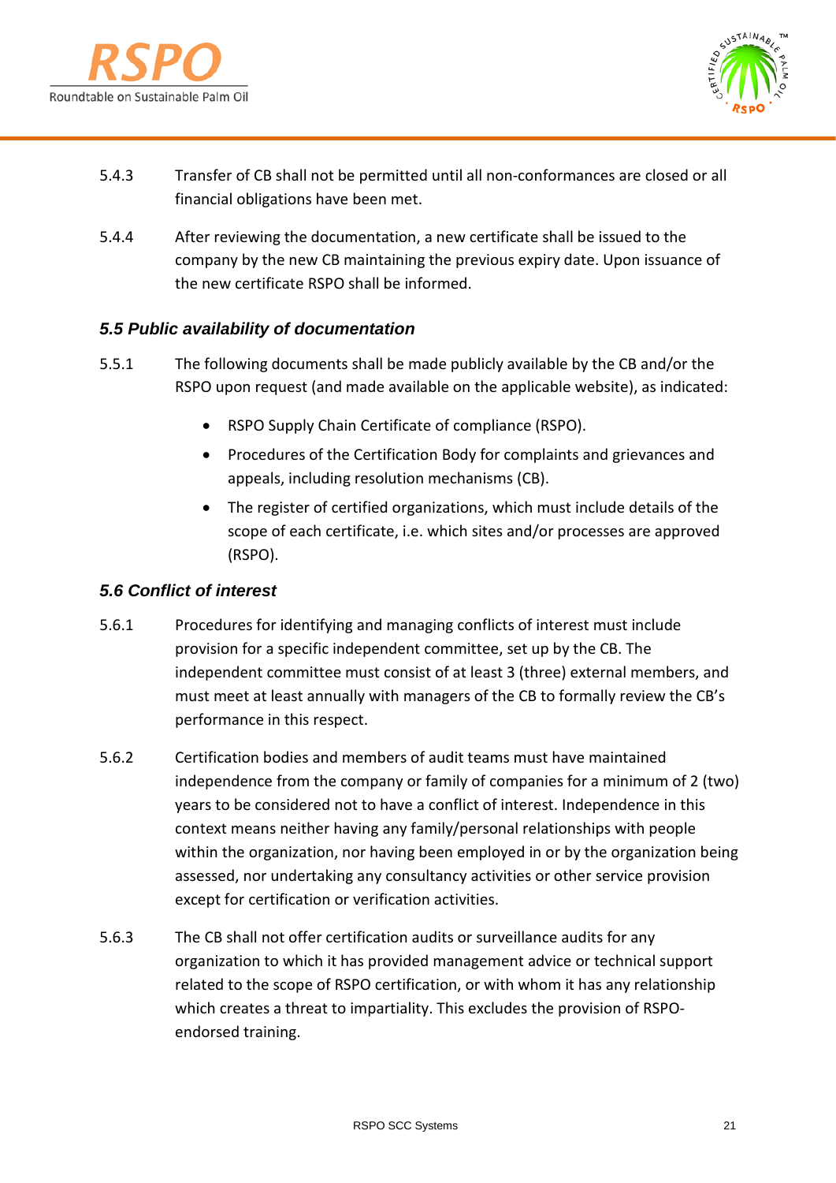5.4.3 Transfer of CB shall not be permitted until all non-conformances are closed or all financial obligations have been met.

5.4.4 After reviewing the documentation, a new certificate shall be issued to the company by the new CB maintaining the previous expiry date. Upon issuance of the new certificate RSPO shall be informed.

### *5.5 Public availability of documentation*

5.5.1 The following documents shall be made publicly available by the CB and/or the RSPO upon request (and made available on the applicable website), as indicated:

- RSPO Supply Chain Certificate of compliance (RSPO).
- Procedures of the Certification Body for complaints and grievances and appeals, including resolution mechanisms (CB).
- The register of certified organizations, which must include details of the scope of each certificate, i.e. which sites and/or processes are approved (RSPO).

### *5.6 Conflict of interest*

5.6.1 Procedures for identifying and managing conflicts of interest must include provision for a specific independent committee, set up by the CB. The independent committee must consist of at least 3 (three) external members, and must meet at least annually with managers of the CB to formally review the CB's performance in this respect.

5.6.2 Certification bodies and members of audit teams must have maintained independence from the company or family of companies for a minimum of 2 (two) years to be considered not to have a conflict of interest. Independence in this context means neither having any family/personal relationships with people within the organization, nor having been employed in or by the organization being assessed, nor undertaking any consultancy activities or other service provision except for certification or verification activities.

5.6.3 The CB shall not offer certification audits or surveillance audits for any organization to which it has provided management advice or technical support related to the scope of RSPO certification, or with whom it has any relationship which creates a threat to impartiality. This excludes the provision of RSPO-endorsed training.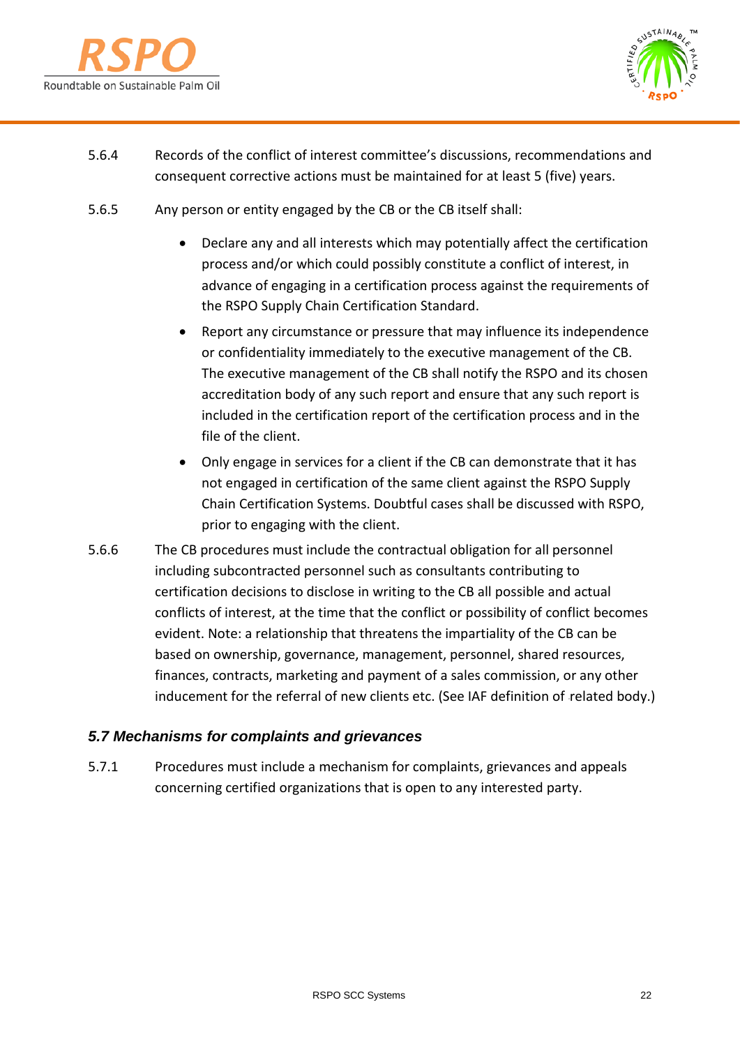5.6.4 Records of the conflict of interest committee's discussions, recommendations and consequent corrective actions must be maintained for at least 5 (five) years.

5.6.5 Any person or entity engaged by the CB or the CB itself shall:

- Declare any and all interests which may potentially affect the certification process and/or which could possibly constitute a conflict of interest, in advance of engaging in a certification process against the requirements of the RSPO Supply Chain Certification Standard.
- Report any circumstance or pressure that may influence its independence or confidentiality immediately to the executive management of the CB. The executive management of the CB shall notify the RSPO and its chosen accreditation body of any such report and ensure that any such report is included in the certification report of the certification process and in the file of the client.
- Only engage in services for a client if the CB can demonstrate that it has not engaged in certification of the same client against the RSPO Supply Chain Certification Systems. Doubtful cases shall be discussed with RSPO, prior to engaging with the client.

5.6.6 The CB procedures must include the contractual obligation for all personnel including subcontracted personnel such as consultants contributing to certification decisions to disclose in writing to the CB all possible and actual conflicts of interest, at the time that the conflict or possibility of conflict becomes evident. Note: a relationship that threatens the impartiality of the CB can be based on ownership, governance, management, personnel, shared resources, finances, contracts, marketing and payment of a sales commission, or any other inducement for the referral of new clients etc. (See IAF definition of related body.)

### *5.7 Mechanisms for complaints and grievances*

5.7.1 Procedures must include a mechanism for complaints, grievances and appeals concerning certified organizations that is open to any interested party.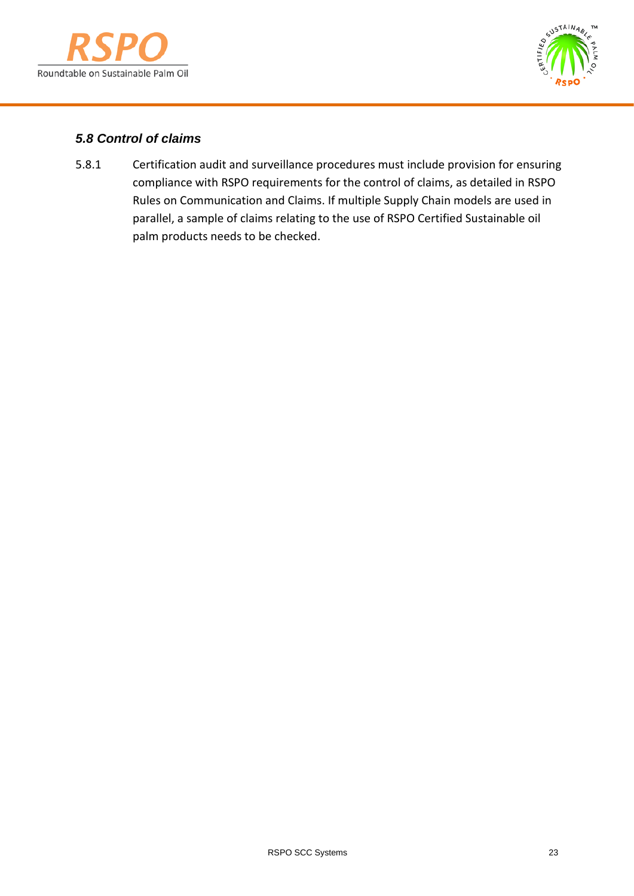### *5.8 Control of claims*

5.8.1 Certification audit and surveillance procedures must include provision for ensuring compliance with RSPO requirements for the control of claims, as detailed in RSPO Rules on Communication and Claims. If multiple Supply Chain models are used in parallel, a sample of claims relating to the use of RSPO Certified Sustainable oil palm products needs to be checked.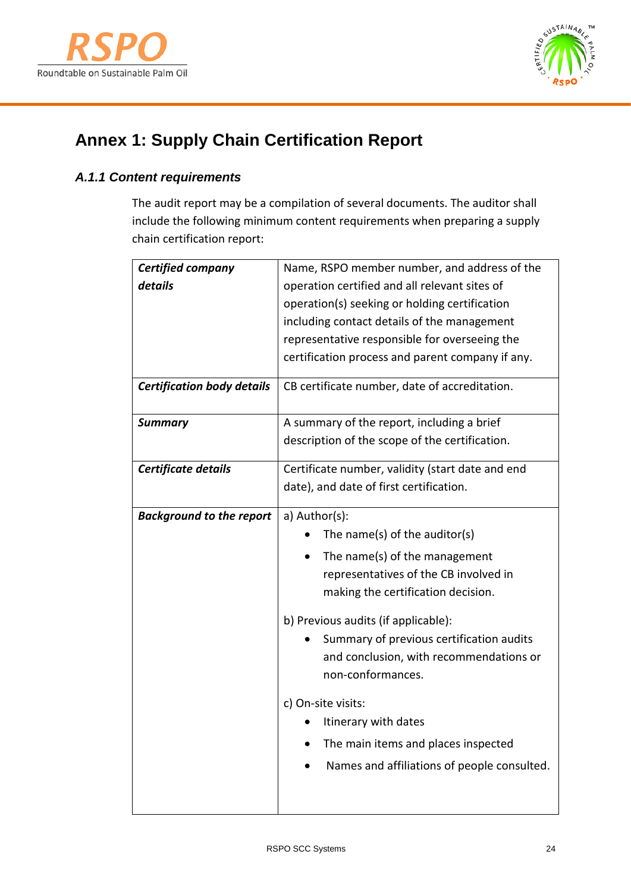# Annex 1: Supply Chain Certification Report

### *A.1.1 Content requirements*

The audit report may be a compilation of several documents. The auditor shall include the following minimum content requirements when preparing a supply chain certification report:

| | |
|---|---|
| ***Certified company details*** | Name, RSPO member number, and address of the operation certified and all relevant sites of operation(s) seeking or holding certification including contact details of the management representative responsible for overseeing the certification process and parent company if any. |
| ***Certification body details*** | CB certificate number, date of accreditation. |
| ***Summary*** | A summary of the report, including a brief description of the scope of the certification. |
| ***Certificate details*** | Certificate number, validity (start date and end date), and date of first certification. |
| ***Background to the report*** | a) Author(s):<br>• The name(s) of the auditor(s)<br>• The name(s) of the management representatives of the CB involved in making the certification decision.<br><br>b) Previous audits (if applicable):<br>• Summary of previous certification audits and conclusion, with recommendations or non-conformances.<br><br>c) On-site visits:<br>• Itinerary with dates<br>• The main items and places inspected<br>• Names and affiliations of people consulted. |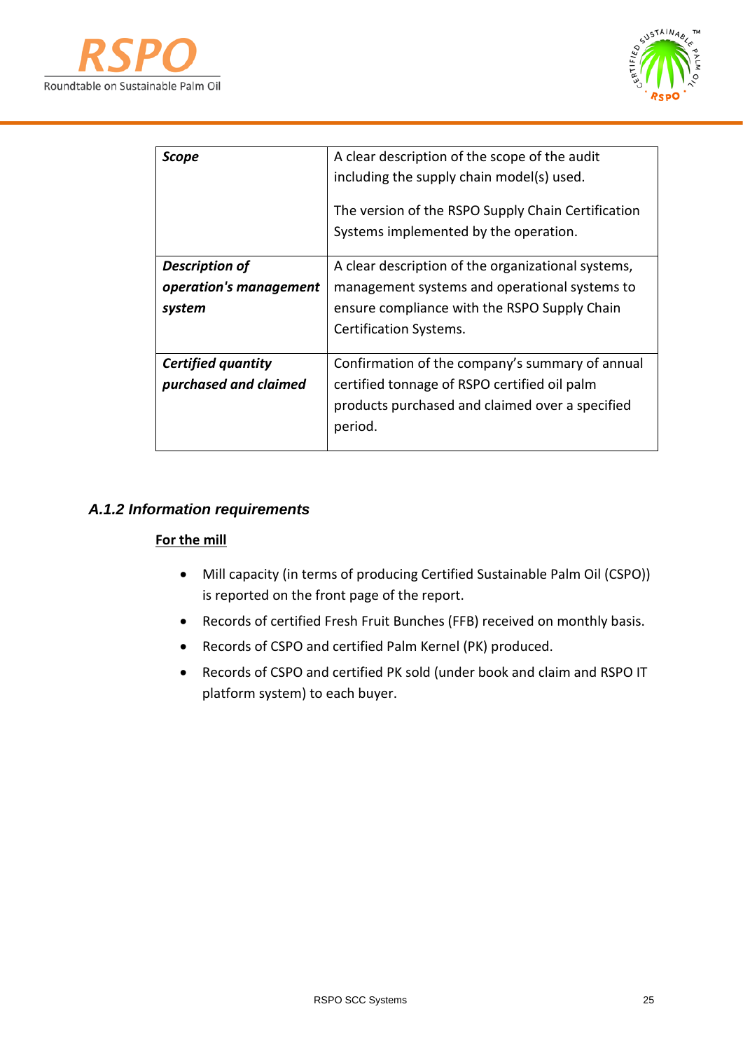| *Scope* | A clear description of the scope of the audit including the supply chain model(s) used.<br><br>The version of the RSPO Supply Chain Certification Systems implemented by the operation. |
|---|---|
| ***Description of operation's management system*** | A clear description of the organizational systems, management systems and operational systems to ensure compliance with the RSPO Supply Chain Certification Systems. |
| ***Certified quantity purchased and claimed*** | Confirmation of the company's summary of annual certified tonnage of RSPO certified oil palm products purchased and claimed over a specified period. |

### *A.1.2 Information requirements*

**For the mill**

- Mill capacity (in terms of producing Certified Sustainable Palm Oil (CSPO)) is reported on the front page of the report.
- Records of certified Fresh Fruit Bunches (FFB) received on monthly basis.
- Records of CSPO and certified Palm Kernel (PK) produced.
- Records of CSPO and certified PK sold (under book and claim and RSPO IT platform system) to each buyer.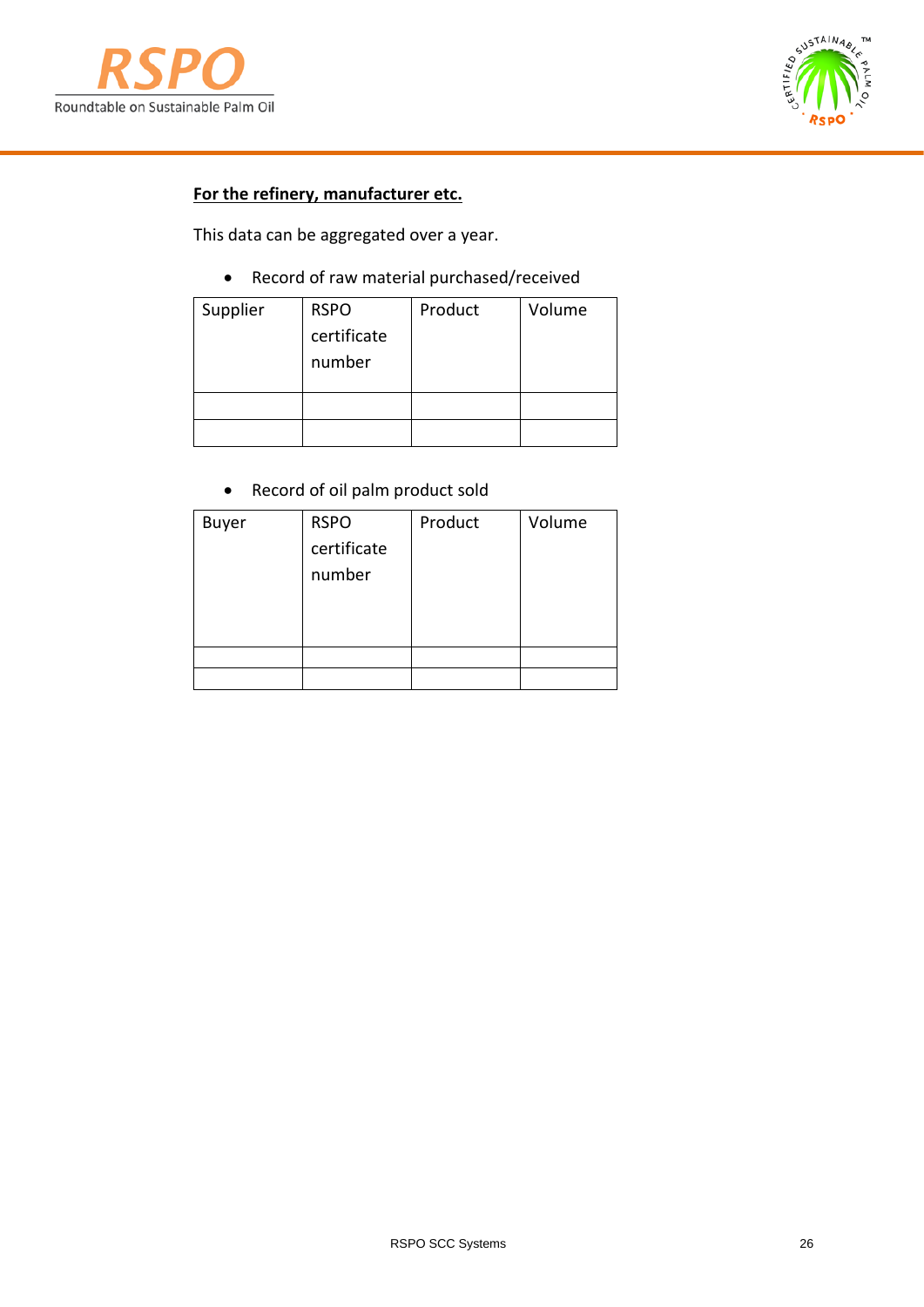**For the refinery, manufacturer etc.**

This data can be aggregated over a year.

- Record of raw material purchased/received

| Supplier | RSPO certificate number | Product | Volume |
|---|---|---|---|
| | | | |
| | | | |

- Record of oil palm product sold

| Buyer | RSPO certificate number | Product | Volume |
|---|---|---|---|
| | | | |
| | | | |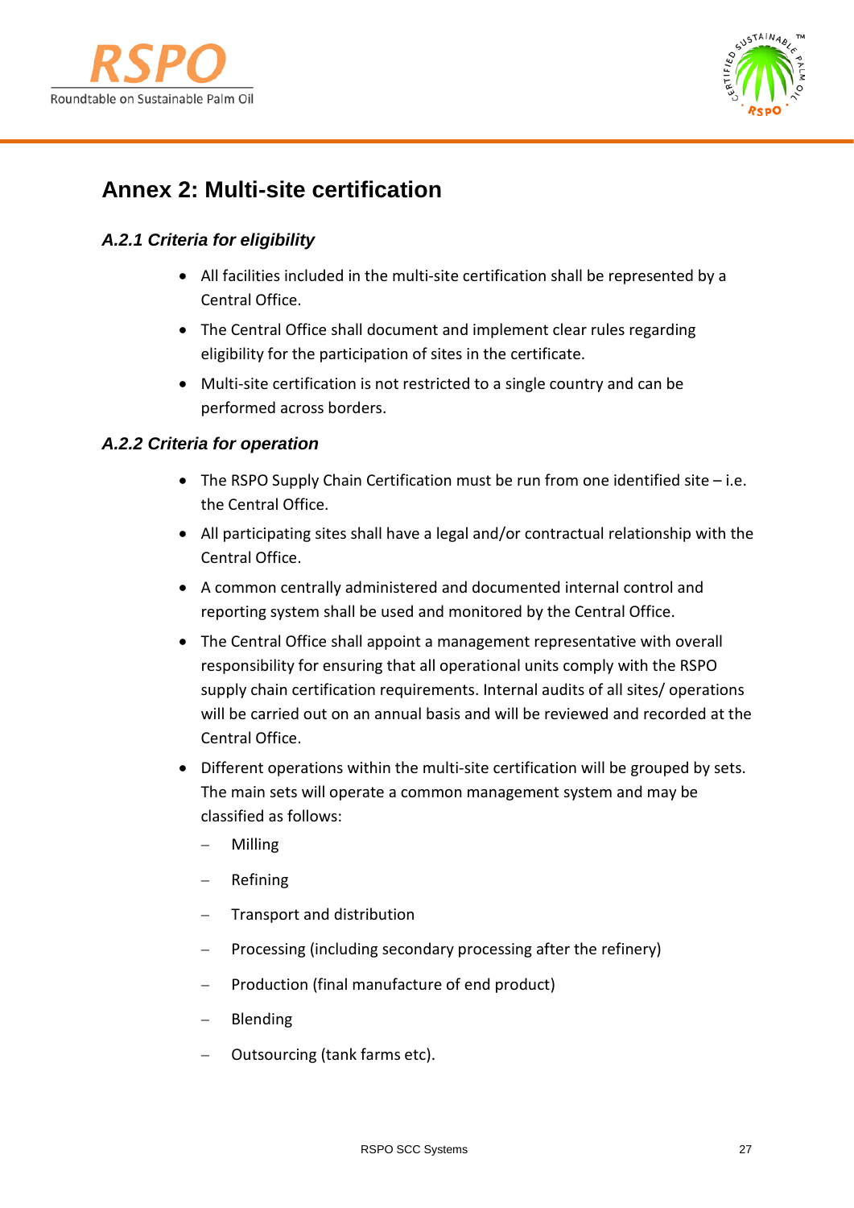# Annex 2: Multi-site certification

### *A.2.1 Criteria for eligibility*

- All facilities included in the multi-site certification shall be represented by a Central Office.
- The Central Office shall document and implement clear rules regarding eligibility for the participation of sites in the certificate.
- Multi-site certification is not restricted to a single country and can be performed across borders.

### *A.2.2 Criteria for operation*

- The RSPO Supply Chain Certification must be run from one identified site – i.e. the Central Office.
- All participating sites shall have a legal and/or contractual relationship with the Central Office.
- A common centrally administered and documented internal control and reporting system shall be used and monitored by the Central Office.
- The Central Office shall appoint a management representative with overall responsibility for ensuring that all operational units comply with the RSPO supply chain certification requirements. Internal audits of all sites/ operations will be carried out on an annual basis and will be reviewed and recorded at the Central Office.
- Different operations within the multi-site certification will be grouped by sets. The main sets will operate a common management system and may be classified as follows:
  - Milling
  - Refining
  - Transport and distribution
  - Processing (including secondary processing after the refinery)
  - Production (final manufacture of end product)
  - Blending
  - Outsourcing (tank farms etc).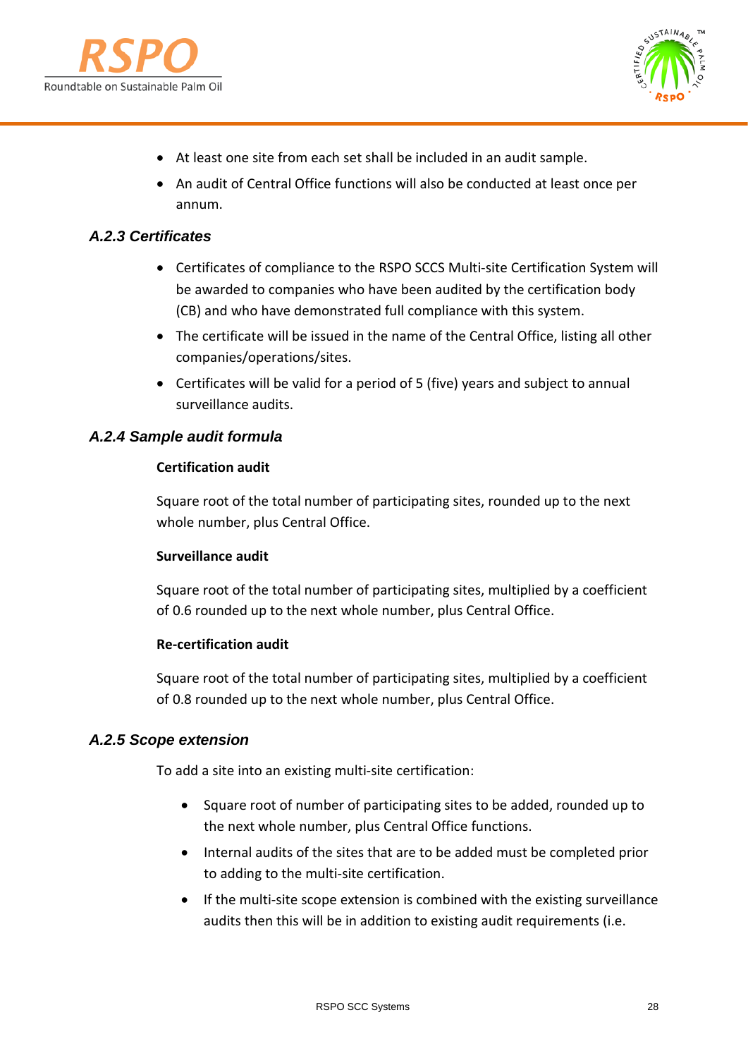- At least one site from each set shall be included in an audit sample.
- An audit of Central Office functions will also be conducted at least once per annum.

### *A.2.3 Certificates*

- Certificates of compliance to the RSPO SCCS Multi-site Certification System will be awarded to companies who have been audited by the certification body (CB) and who have demonstrated full compliance with this system.
- The certificate will be issued in the name of the Central Office, listing all other companies/operations/sites.
- Certificates will be valid for a period of 5 (five) years and subject to annual surveillance audits.

### *A.2.4 Sample audit formula*

**Certification audit**

Square root of the total number of participating sites, rounded up to the next whole number, plus Central Office.

**Surveillance audit**

Square root of the total number of participating sites, multiplied by a coefficient of 0.6 rounded up to the next whole number, plus Central Office.

**Re-certification audit**

Square root of the total number of participating sites, multiplied by a coefficient of 0.8 rounded up to the next whole number, plus Central Office.

### *A.2.5 Scope extension*

To add a site into an existing multi-site certification:

- Square root of number of participating sites to be added, rounded up to the next whole number, plus Central Office functions.
- Internal audits of the sites that are to be added must be completed prior to adding to the multi-site certification.
- If the multi-site scope extension is combined with the existing surveillance audits then this will be in addition to existing audit requirements (i.e.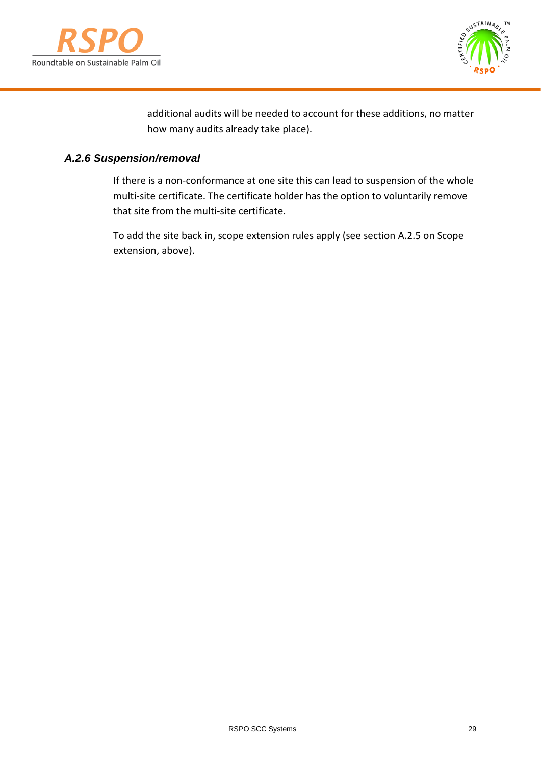additional audits will be needed to account for these additions, no matter how many audits already take place).

### *A.2.6 Suspension/removal*

If there is a non-conformance at one site this can lead to suspension of the whole multi-site certificate. The certificate holder has the option to voluntarily remove that site from the multi-site certificate.

To add the site back in, scope extension rules apply (see section A.2.5 on Scope extension, above).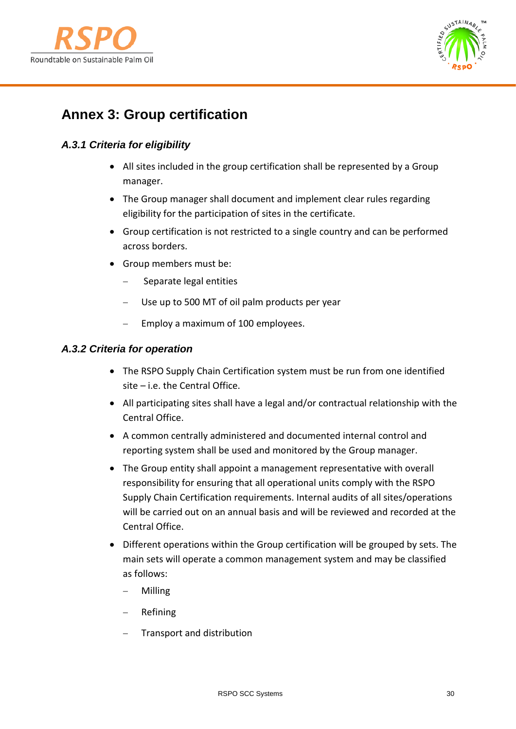# Annex 3: Group certification

### *A.3.1 Criteria for eligibility*

- All sites included in the group certification shall be represented by a Group manager.
- The Group manager shall document and implement clear rules regarding eligibility for the participation of sites in the certificate.
- Group certification is not restricted to a single country and can be performed across borders.
- Group members must be:
  - Separate legal entities
  - Use up to 500 MT of oil palm products per year
  - Employ a maximum of 100 employees.

### *A.3.2 Criteria for operation*

- The RSPO Supply Chain Certification system must be run from one identified site – i.e. the Central Office.
- All participating sites shall have a legal and/or contractual relationship with the Central Office.
- A common centrally administered and documented internal control and reporting system shall be used and monitored by the Group manager.
- The Group entity shall appoint a management representative with overall responsibility for ensuring that all operational units comply with the RSPO Supply Chain Certification requirements. Internal audits of all sites/operations will be carried out on an annual basis and will be reviewed and recorded at the Central Office.
- Different operations within the Group certification will be grouped by sets. The main sets will operate a common management system and may be classified as follows:
  - Milling
  - Refining
  - Transport and distribution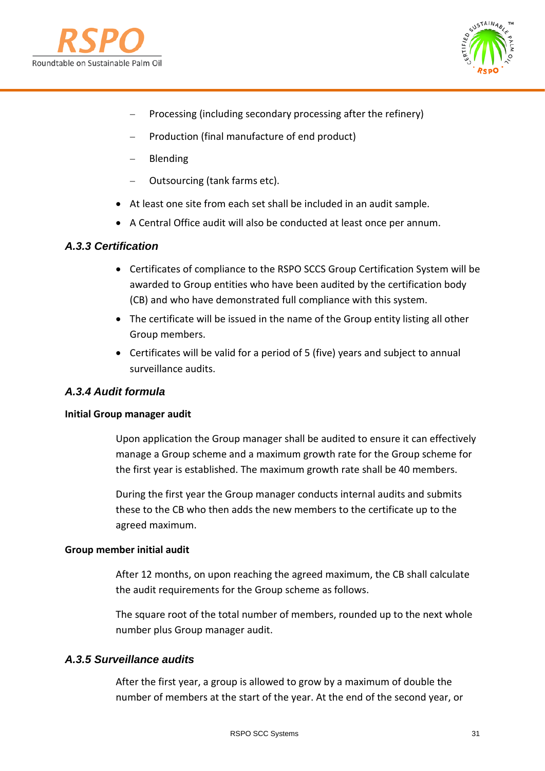- Processing (including secondary processing after the refinery)
  - Production (final manufacture of end product)
  - Blending
  - Outsourcing (tank farms etc).

- At least one site from each set shall be included in an audit sample.
- A Central Office audit will also be conducted at least once per annum.

### *A.3.3 Certification*

- Certificates of compliance to the RSPO SCCS Group Certification System will be awarded to Group entities who have been audited by the certification body (CB) and who have demonstrated full compliance with this system.
- The certificate will be issued in the name of the Group entity listing all other Group members.
- Certificates will be valid for a period of 5 (five) years and subject to annual surveillance audits.

### *A.3.4 Audit formula*

**Initial Group manager audit**

Upon application the Group manager shall be audited to ensure it can effectively manage a Group scheme and a maximum growth rate for the Group scheme for the first year is established. The maximum growth rate shall be 40 members.

During the first year the Group manager conducts internal audits and submits these to the CB who then adds the new members to the certificate up to the agreed maximum.

**Group member initial audit**

After 12 months, on upon reaching the agreed maximum, the CB shall calculate the audit requirements for the Group scheme as follows.

The square root of the total number of members, rounded up to the next whole number plus Group manager audit.

### *A.3.5 Surveillance audits*

After the first year, a group is allowed to grow by a maximum of double the number of members at the start of the year. At the end of the second year, or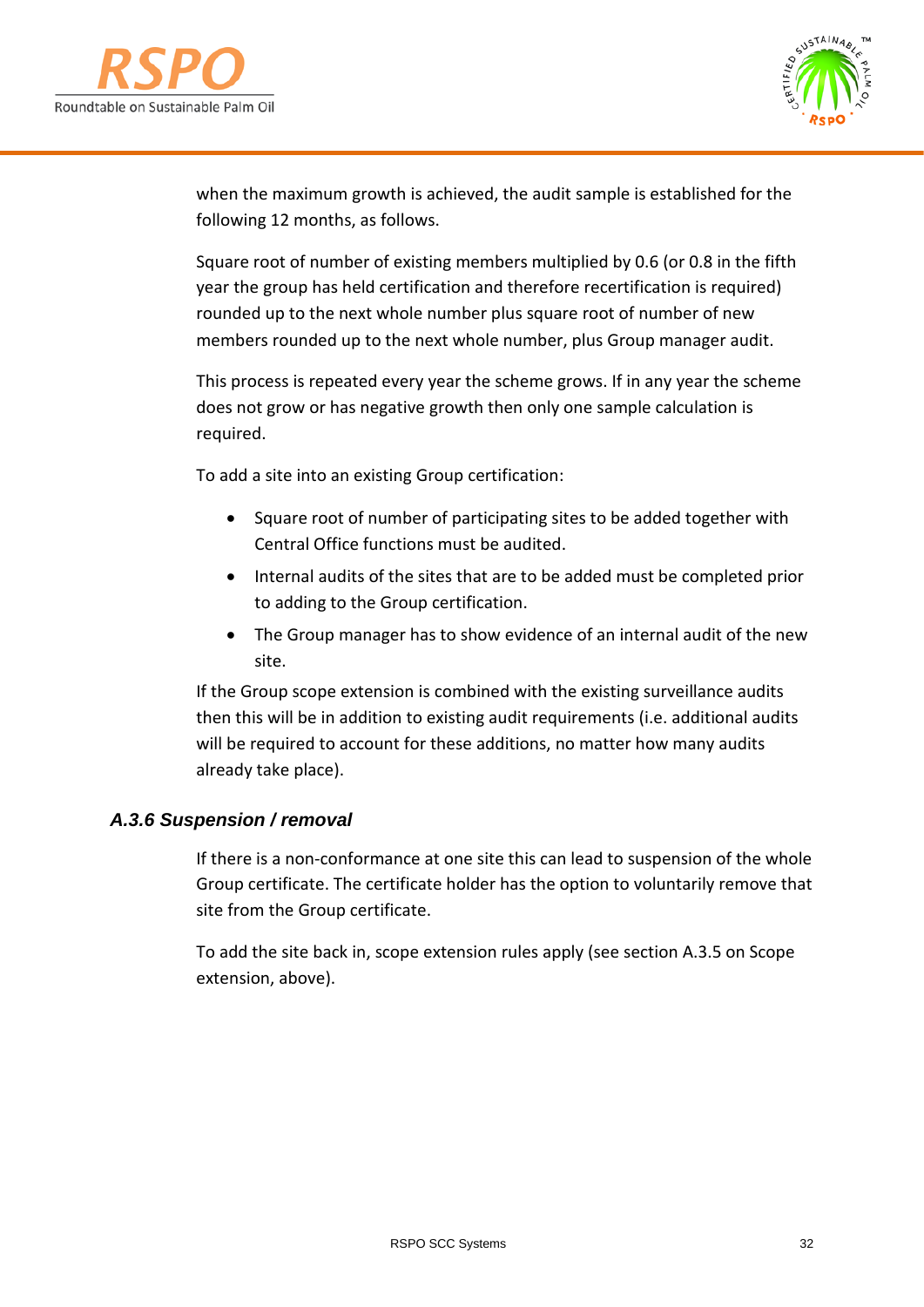when the maximum growth is achieved, the audit sample is established for the following 12 months, as follows.

Square root of number of existing members multiplied by 0.6 (or 0.8 in the fifth year the group has held certification and therefore recertification is required) rounded up to the next whole number plus square root of number of new members rounded up to the next whole number, plus Group manager audit.

This process is repeated every year the scheme grows. If in any year the scheme does not grow or has negative growth then only one sample calculation is required.

To add a site into an existing Group certification:

- Square root of number of participating sites to be added together with Central Office functions must be audited.
- Internal audits of the sites that are to be added must be completed prior to adding to the Group certification.
- The Group manager has to show evidence of an internal audit of the new site.

If the Group scope extension is combined with the existing surveillance audits then this will be in addition to existing audit requirements (i.e. additional audits will be required to account for these additions, no matter how many audits already take place).

### *A.3.6 Suspension / removal*

If there is a non-conformance at one site this can lead to suspension of the whole Group certificate. The certificate holder has the option to voluntarily remove that site from the Group certificate.

To add the site back in, scope extension rules apply (see section A.3.5 on Scope extension, above).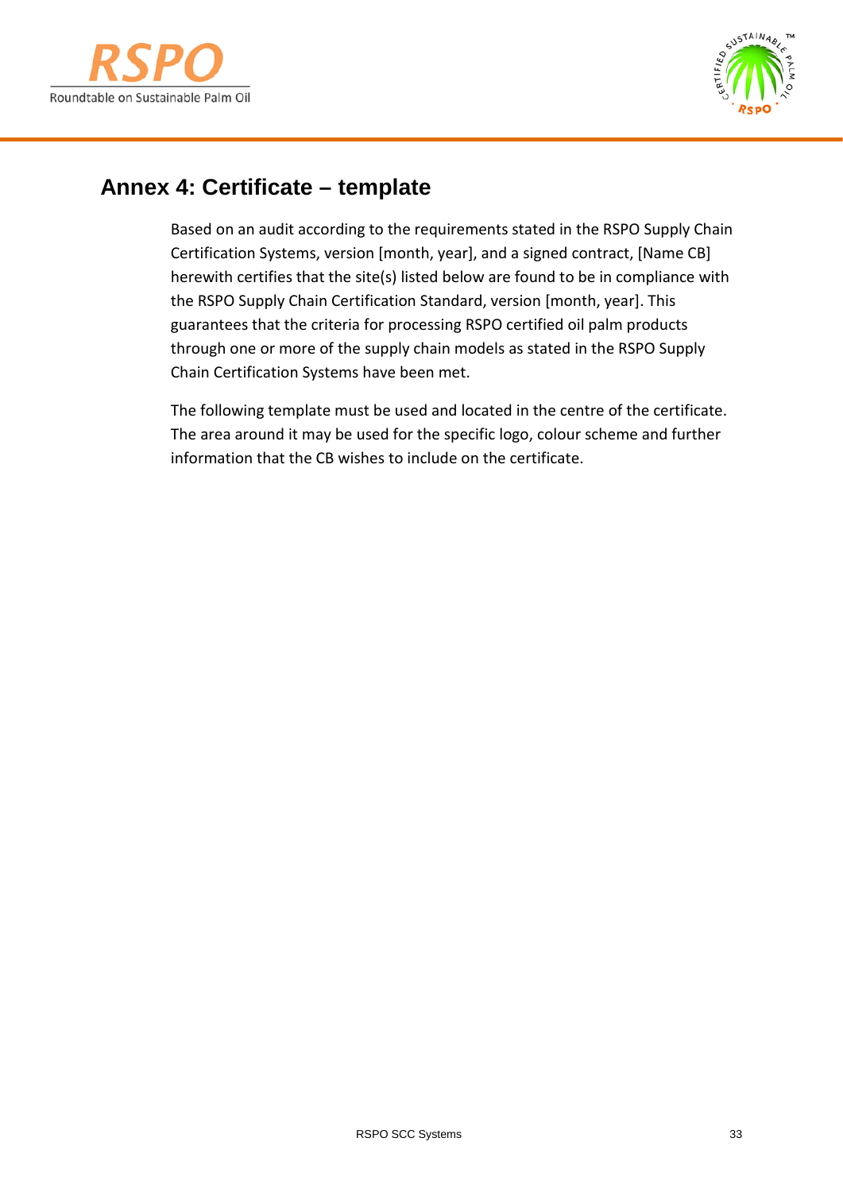## Annex 4: Certificate – template

Based on an audit according to the requirements stated in the RSPO Supply Chain Certification Systems, version [month, year], and a signed contract, [Name CB] herewith certifies that the site(s) listed below are found to be in compliance with the RSPO Supply Chain Certification Standard, version [month, year]. This guarantees that the criteria for processing RSPO certified oil palm products through one or more of the supply chain models as stated in the RSPO Supply Chain Certification Systems have been met.

The following template must be used and located in the centre of the certificate. The area around it may be used for the specific logo, colour scheme and further information that the CB wishes to include on the certificate.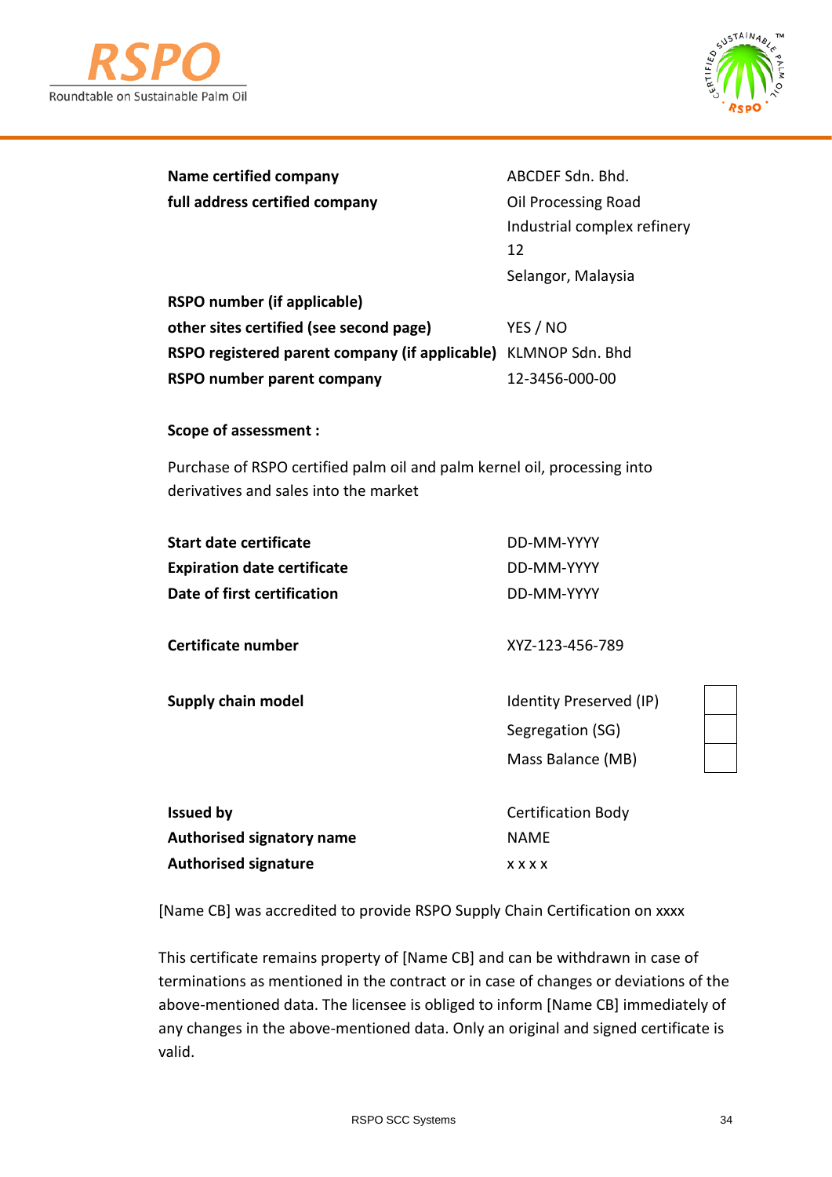| | |
|---|---|
| **Name certified company** | ABCDEF Sdn. Bhd. |
| **full address certified company** | Oil Processing Road<br>Industrial complex refinery<br>12<br>Selangor, Malaysia |
| **RSPO number (if applicable)** | |
| **other sites certified (see second page)** | YES / NO |
| **RSPO registered parent company (if applicable)** | KLMNOP Sdn. Bhd |
| **RSPO number parent company** | 12-3456-000-00 |

**Scope of assessment :**

Purchase of RSPO certified palm oil and palm kernel oil, processing into derivatives and sales into the market

| | |
|---|---|
| **Start date certificate** | DD-MM-YYYY |
| **Expiration date certificate** | DD-MM-YYYY |
| **Date of first certification** | DD-MM-YYYY |
| **Certificate number** | XYZ-123-456-789 |

| | | |
|---|---|---|
| **Supply chain model** | Identity Preserved (IP) | ☐ |
| | Segregation (SG) | ☐ |
| | Mass Balance (MB) | ☐ |

| | |
|---|---|
| **Issued by** | Certification Body |
| **Authorised signatory name** | NAME |
| **Authorised signature** | x x x x |

[Name CB] was accredited to provide RSPO Supply Chain Certification on xxxx

This certificate remains property of [Name CB] and can be withdrawn in case of terminations as mentioned in the contract or in case of changes or deviations of the above-mentioned data. The licensee is obliged to inform [Name CB] immediately of any changes in the above-mentioned data. Only an original and signed certificate is valid.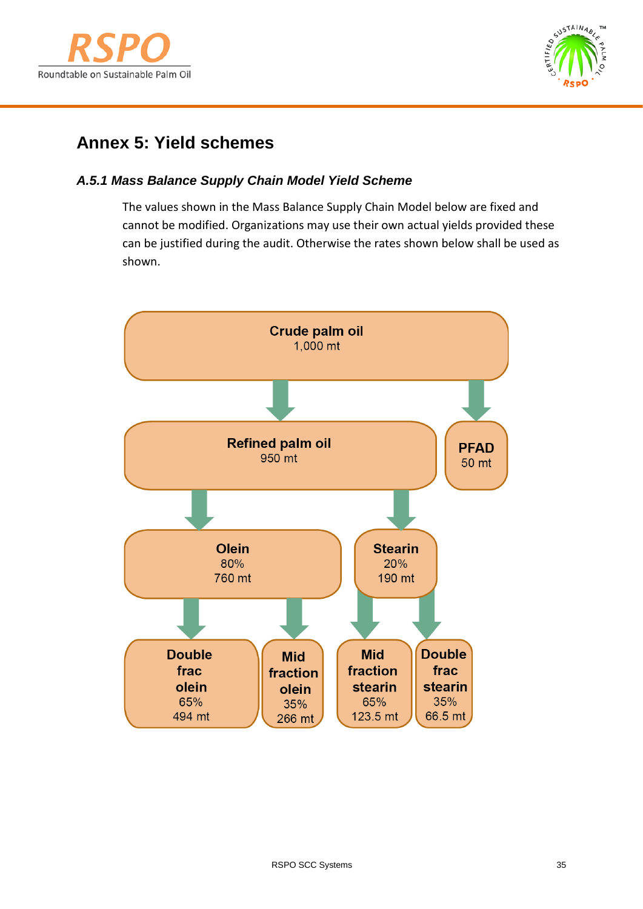# Annex 5: Yield schemes

### *A.5.1 Mass Balance Supply Chain Model Yield Scheme*

The values shown in the Mass Balance Supply Chain Model below are fixed and cannot be modified. Organizations may use their own actual yields provided these can be justified during the audit. Otherwise the rates shown below shall be used as shown.

**Crude palm oil**
1,000 mt

**Refined palm oil**
950 mt

**PFAD**
50 mt

**Olein**
80%
760 mt

**Stearin**
20%
190 mt

**Double frac olein**
65%
494 mt

**Mid fraction olein**
35%
266 mt

**Mid fraction stearin**
65%
123.5 mt

**Double frac stearin**
35%
66.5 mt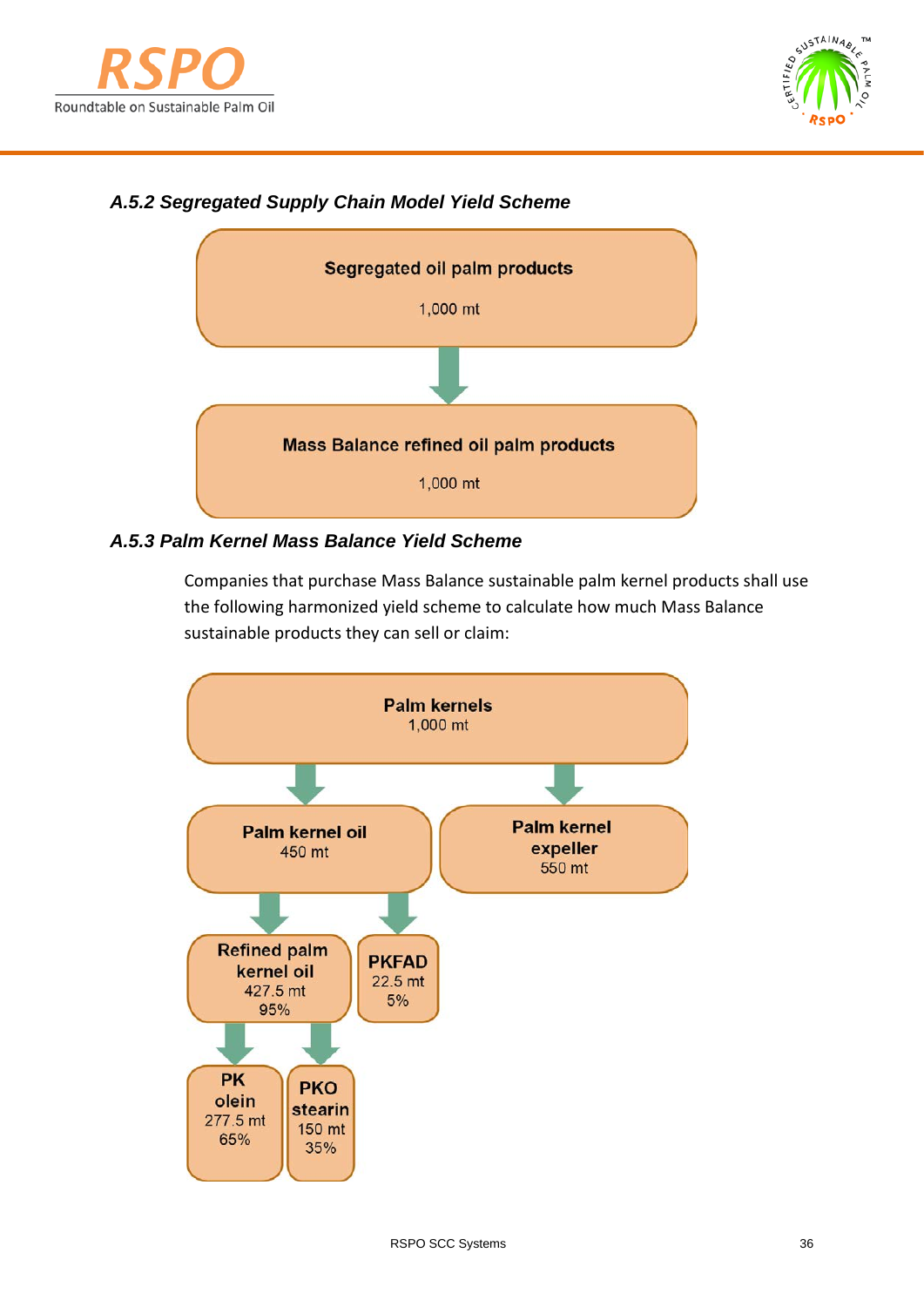### *A.5.2 Segregated Supply Chain Model Yield Scheme*

**Segregated oil palm products**

1,000 mt

↓

**Mass Balance refined oil palm products**

1,000 mt

### *A.5.3 Palm Kernel Mass Balance Yield Scheme*

Companies that purchase Mass Balance sustainable palm kernel products shall use the following harmonized yield scheme to calculate how much Mass Balance sustainable products they can sell or claim:

**Palm kernels**
1,000 mt

- **Palm kernel oil** 450 mt
  - **Refined palm kernel oil** 427.5 mt 95%
    - **PK olein** 277.5 mt 65%
    - **PKO stearin** 150 mt 35%
  - **PKFAD** 22.5 mt 5%
- **Palm kernel expeller** 550 mt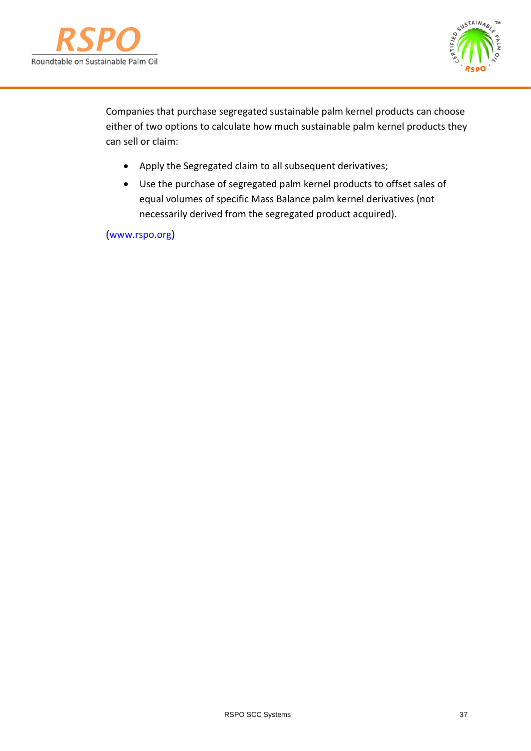Companies that purchase segregated sustainable palm kernel products can choose either of two options to calculate how much sustainable palm kernel products they can sell or claim:

- Apply the Segregated claim to all subsequent derivatives;
- Use the purchase of segregated palm kernel products to offset sales of equal volumes of specific Mass Balance palm kernel derivatives (not necessarily derived from the segregated product acquired).

(www.rspo.org)